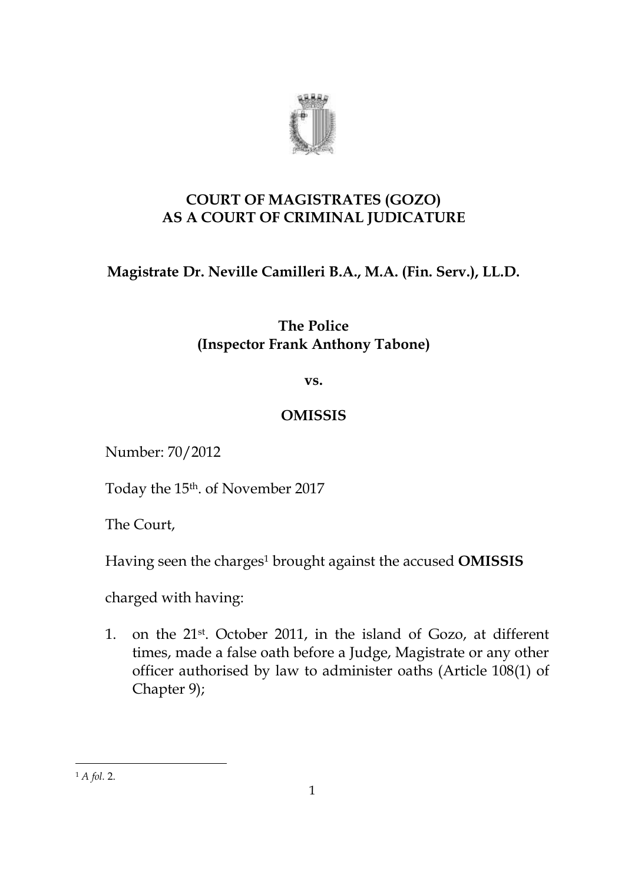**COURT OF MAGISTRATES (GOZO)**
**AS A COURT OF CRIMINAL JUDICATURE**

**Magistrate Dr. Neville Camilleri B.A., M.A. (Fin. Serv.), LL.D.**

**The Police**
**(Inspector Frank Anthony Tabone)**

**vs.**

**OMISSIS**

Number: 70/2012

Today the 15th. of November 2017

The Court,

Having seen the charges[1] brought against the accused **OMISSIS**

charged with having:

1. on the 21st. October 2011, in the island of Gozo, at different times, made a false oath before a Judge, Magistrate or any other officer authorised by law to administer oaths (Article 108(1) of Chapter 9);

---

[1] *A fol.* 2.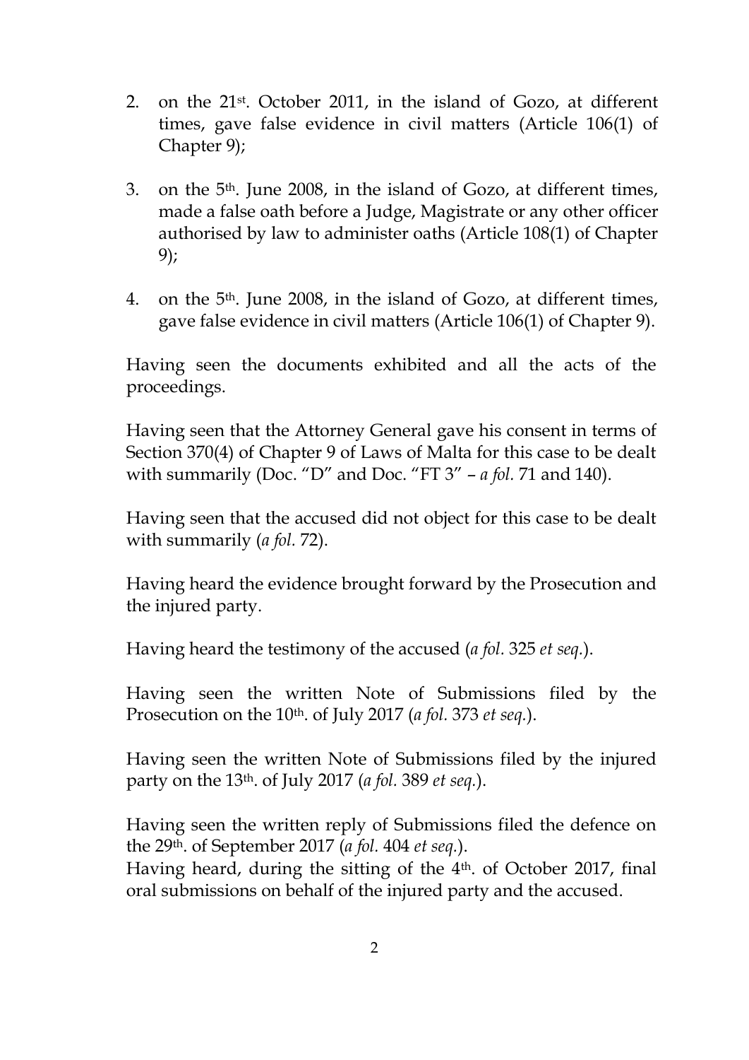2. on the 21st. October 2011, in the island of Gozo, at different times, gave false evidence in civil matters (Article 106(1) of Chapter 9);

3. on the 5th. June 2008, in the island of Gozo, at different times, made a false oath before a Judge, Magistrate or any other officer authorised by law to administer oaths (Article 108(1) of Chapter 9);

4. on the 5th. June 2008, in the island of Gozo, at different times, gave false evidence in civil matters (Article 106(1) of Chapter 9).

Having seen the documents exhibited and all the acts of the proceedings.

Having seen that the Attorney General gave his consent in terms of Section 370(4) of Chapter 9 of Laws of Malta for this case to be dealt with summarily (Doc. "D" and Doc. "FT 3" – *a fol.* 71 and 140).

Having seen that the accused did not object for this case to be dealt with summarily (*a fol.* 72).

Having heard the evidence brought forward by the Prosecution and the injured party.

Having heard the testimony of the accused (*a fol.* 325 *et seq.*).

Having seen the written Note of Submissions filed by the Prosecution on the 10th. of July 2017 (*a fol.* 373 *et seq.*).

Having seen the written Note of Submissions filed by the injured party on the 13th. of July 2017 (*a fol.* 389 *et seq.*).

Having seen the written reply of Submissions filed the defence on the 29th. of September 2017 (*a fol.* 404 *et seq.*).
Having heard, during the sitting of the 4th. of October 2017, final oral submissions on behalf of the injured party and the accused.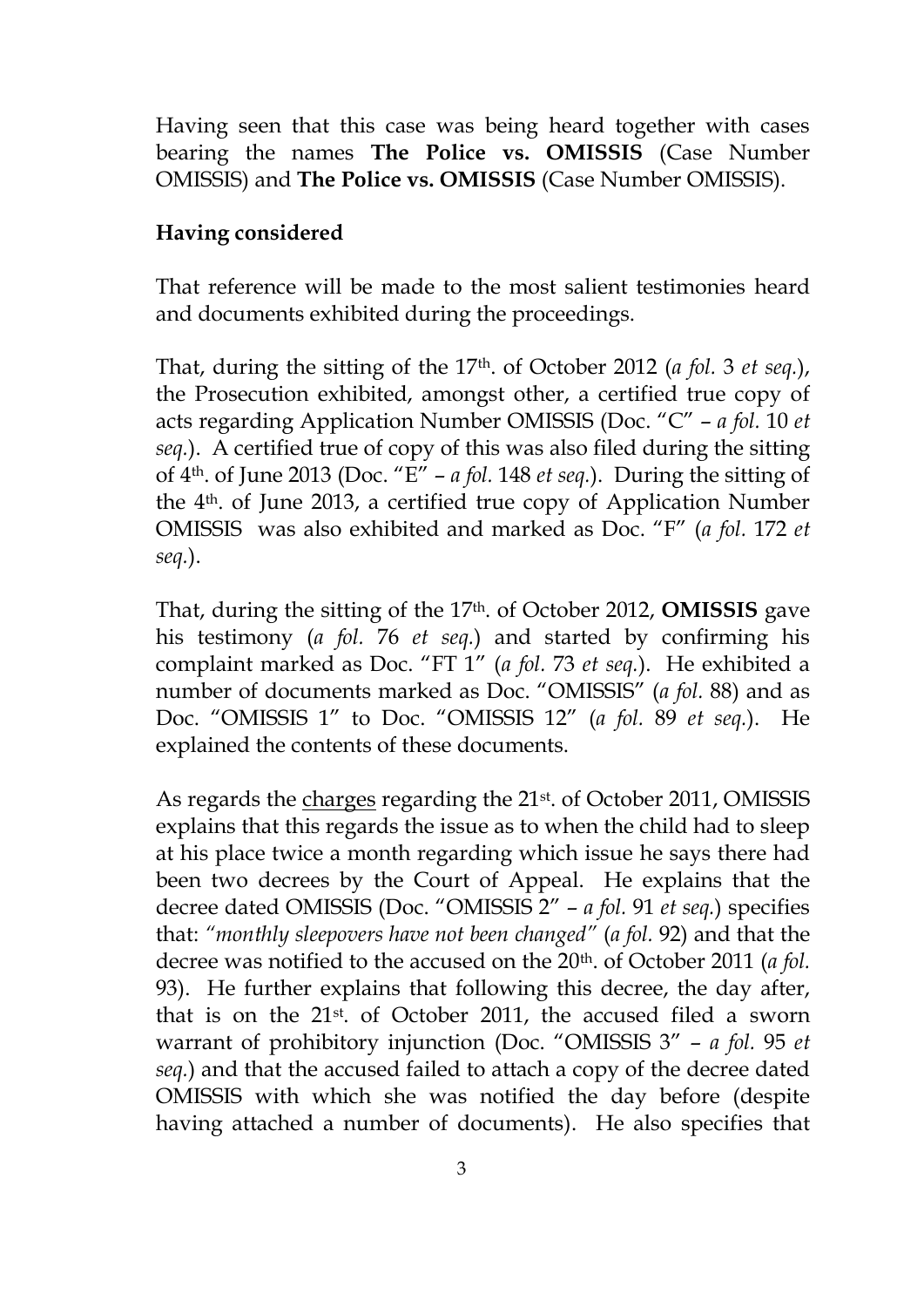Having seen that this case was being heard together with cases bearing the names **The Police vs. OMISSIS** (Case Number OMISSIS) and **The Police vs. OMISSIS** (Case Number OMISSIS).

**Having considered**

That reference will be made to the most salient testimonies heard and documents exhibited during the proceedings.

That, during the sitting of the 17th. of October 2012 (*a fol.* 3 *et seq.*), the Prosecution exhibited, amongst other, a certified true copy of acts regarding Application Number OMISSIS (Doc. "C" – *a fol.* 10 *et seq.*). A certified true of copy of this was also filed during the sitting of 4th. of June 2013 (Doc. "E" – *a fol.* 148 *et seq.*). During the sitting of the 4th. of June 2013, a certified true copy of Application Number OMISSIS was also exhibited and marked as Doc. "F" (*a fol.* 172 *et seq.*).

That, during the sitting of the 17th. of October 2012, **OMISSIS** gave his testimony (*a fol.* 76 *et seq.*) and started by confirming his complaint marked as Doc. "FT 1" (*a fol.* 73 *et seq.*). He exhibited a number of documents marked as Doc. "OMISSIS" (*a fol.* 88) and as Doc. "OMISSIS 1" to Doc. "OMISSIS 12" (*a fol.* 89 *et seq.*). He explained the contents of these documents.

As regards the <u>charges</u> regarding the 21st. of October 2011, OMISSIS explains that this regards the issue as to when the child had to sleep at his place twice a month regarding which issue he says there had been two decrees by the Court of Appeal. He explains that the decree dated OMISSIS (Doc. "OMISSIS 2" – *a fol.* 91 *et seq.*) specifies that: *"monthly sleepovers have not been changed"* (*a fol.* 92) and that the decree was notified to the accused on the 20th. of October 2011 (*a fol.* 93). He further explains that following this decree, the day after, that is on the 21st. of October 2011, the accused filed a sworn warrant of prohibitory injunction (Doc. "OMISSIS 3" – *a fol.* 95 *et seq.*) and that the accused failed to attach a copy of the decree dated OMISSIS with which she was notified the day before (despite having attached a number of documents). He also specifies that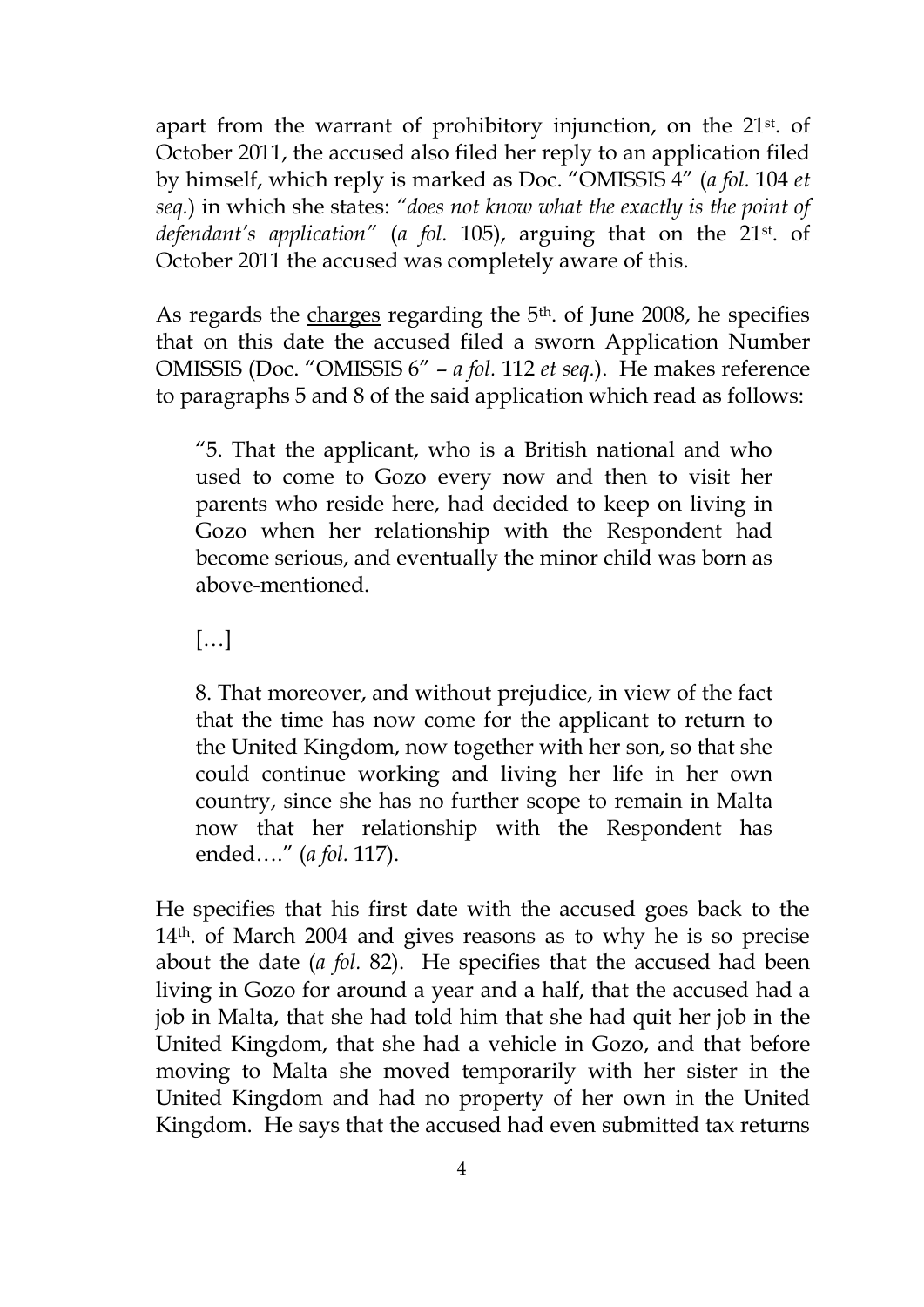apart from the warrant of prohibitory injunction, on the 21st. of October 2011, the accused also filed her reply to an application filed by himself, which reply is marked as Doc. "OMISSIS 4" (*a fol.* 104 *et seq.*) in which she states: *"does not know what the exactly is the point of defendant's application"* (*a fol.* 105), arguing that on the 21st. of October 2011 the accused was completely aware of this.

As regards the <u>charges</u> regarding the 5th. of June 2008, he specifies that on this date the accused filed a sworn Application Number OMISSIS (Doc. "OMISSIS 6" – *a fol.* 112 *et seq.*). He makes reference to paragraphs 5 and 8 of the said application which read as follows:

> "5. That the applicant, who is a British national and who used to come to Gozo every now and then to visit her parents who reside here, had decided to keep on living in Gozo when her relationship with the Respondent had become serious, and eventually the minor child was born as above-mentioned.
>
> […]
>
> 8. That moreover, and without prejudice, in view of the fact that the time has now come for the applicant to return to the United Kingdom, now together with her son, so that she could continue working and living her life in her own country, since she has no further scope to remain in Malta now that her relationship with the Respondent has ended…." (*a fol.* 117).

He specifies that his first date with the accused goes back to the 14th. of March 2004 and gives reasons as to why he is so precise about the date (*a fol.* 82). He specifies that the accused had been living in Gozo for around a year and a half, that the accused had a job in Malta, that she had told him that she had quit her job in the United Kingdom, that she had a vehicle in Gozo, and that before moving to Malta she moved temporarily with her sister in the United Kingdom and had no property of her own in the United Kingdom. He says that the accused had even submitted tax returns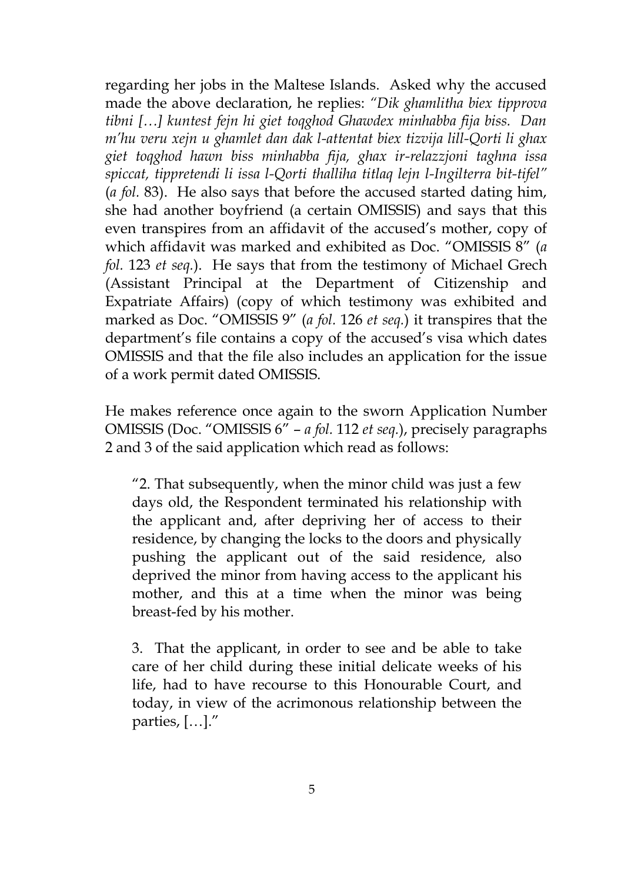regarding her jobs in the Maltese Islands. Asked why the accused made the above declaration, he replies: *"Dik ghamlitha biex tipprova tibni […] kuntest fejn hi giet toqghod Ghawdex minhabba fija biss. Dan m'hu veru xejn u ghamlet dan dak l-attentat biex tizvija lill-Qorti li ghax giet toqghod hawn biss minhabba fija, ghax ir-relazzjoni taghna issa spiccat, tippretendi li issa l-Qorti thalliha titlaq lejn l-Ingilterra bit-tifel"* (*a fol.* 83). He also says that before the accused started dating him, she had another boyfriend (a certain OMISSIS) and says that this even transpires from an affidavit of the accused's mother, copy of which affidavit was marked and exhibited as Doc. "OMISSIS 8" (*a fol.* 123 *et seq.*). He says that from the testimony of Michael Grech (Assistant Principal at the Department of Citizenship and Expatriate Affairs) (copy of which testimony was exhibited and marked as Doc. "OMISSIS 9" (*a fol.* 126 *et seq.*) it transpires that the department's file contains a copy of the accused's visa which dates OMISSIS and that the file also includes an application for the issue of a work permit dated OMISSIS.

He makes reference once again to the sworn Application Number OMISSIS (Doc. "OMISSIS 6" – *a fol.* 112 *et seq.*), precisely paragraphs 2 and 3 of the said application which read as follows:

> "2. That subsequently, when the minor child was just a few days old, the Respondent terminated his relationship with the applicant and, after depriving her of access to their residence, by changing the locks to the doors and physically pushing the applicant out of the said residence, also deprived the minor from having access to the applicant his mother, and this at a time when the minor was being breast-fed by his mother.
>
> 3. That the applicant, in order to see and be able to take care of her child during these initial delicate weeks of his life, had to have recourse to this Honourable Court, and today, in view of the acrimonious relationship between the parties, […]."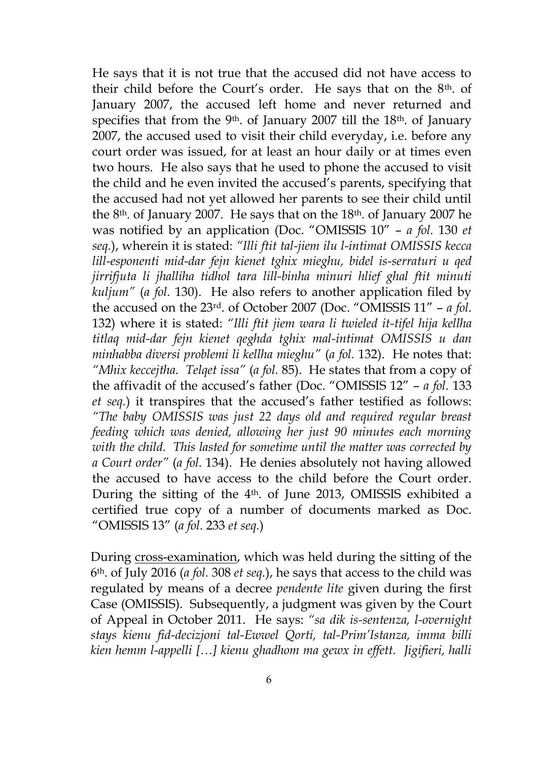He says that it is not true that the accused did not have access to their child before the Court's order. He says that on the 8th. of January 2007, the accused left home and never returned and specifies that from the 9th. of January 2007 till the 18th. of January 2007, the accused used to visit their child everyday, i.e. before any court order was issued, for at least an hour daily or at times even two hours. He also says that he used to phone the accused to visit the child and he even invited the accused's parents, specifying that the accused had not yet allowed her parents to see their child until the 8th. of January 2007. He says that on the 18th. of January 2007 he was notified by an application (Doc. "OMISSIS 10" – *a fol.* 130 *et seq.*), wherein it is stated: *"Illi ftit tal-jiem ilu l-intimat OMISSIS kecca lill-esponenti mid-dar fejn kienet tghix mieghu, bidel is-serraturi u qed jirrifjuta li jhalliha tidhol tara lill-binha minuri hlief ghal ftit minuti kuljum"* (*a fol.* 130). He also refers to another application filed by the accused on the 23rd. of October 2007 (Doc. "OMISSIS 11" – *a fol.* 132) where it is stated: *"Illi ftit jiem wara li twieled it-tifel hija kellha titlaq mid-dar fejn kienet qeghda tghix mal-intimat OMISSIS u dan minhabba diversi problemi li kellha mieghu"* (*a fol.* 132). He notes that: *"Mhix keccejtha. Telqet issa"* (*a fol.* 85). He states that from a copy of the affivadit of the accused's father (Doc. "OMISSIS 12" – *a fol.* 133 *et seq.*) it transpires that the accused's father testified as follows: *"The baby OMISSIS was just 22 days old and required regular breast feeding which was denied, allowing her just 90 minutes each morning with the child. This lasted for sometime until the matter was corrected by a Court order"* (*a fol.* 134). He denies absolutely not having allowed the accused to have access to the child before the Court order. During the sitting of the 4th. of June 2013, OMISSIS exhibited a certified true copy of a number of documents marked as Doc. "OMISSIS 13" (*a fol.* 233 *et seq.*)

During cross-examination, which was held during the sitting of the 6th. of July 2016 (*a fol.* 308 *et seq.*), he says that access to the child was regulated by means of a decree *pendente lite* given during the first Case (OMISSIS). Subsequently, a judgment was given by the Court of Appeal in October 2011. He says: *"sa dik is-sentenza, l-overnight stays kienu fid-decizjoni tal-Ewwel Qorti, tal-Prim'Istanza, imma billi kien hemm l-appelli […] kienu ghadhom ma gewx in effett. Jigifieri, halli*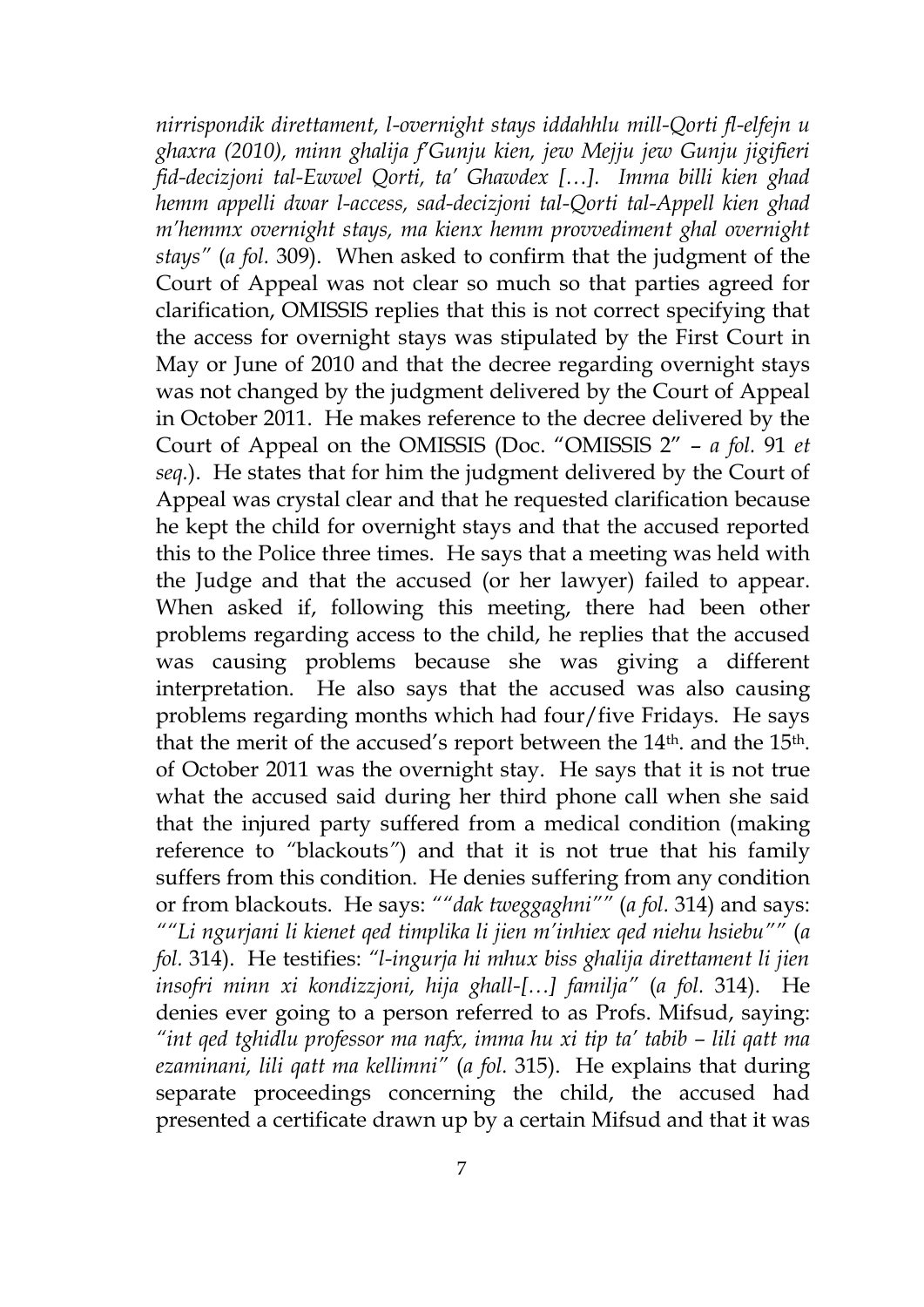*nirrispondik direttament, l-overnight stays iddahhlu mill-Qorti fl-elfejn u ghaxra (2010), minn ghalija f'Gunju kien, jew Mejju jew Gunju jigifieri fid-decizjoni tal-Ewwel Qorti, ta' Ghawdex […]. Imma billi kien ghad hemm appelli dwar l-access, sad-decizjoni tal-Qorti tal-Appell kien ghad m'hemmx overnight stays, ma kienx hemm provvediment ghal overnight stays"* (*a fol.* 309). When asked to confirm that the judgment of the Court of Appeal was not clear so much so that parties agreed for clarification, OMISSIS replies that this is not correct specifying that the access for overnight stays was stipulated by the First Court in May or June of 2010 and that the decree regarding overnight stays was not changed by the judgment delivered by the Court of Appeal in October 2011. He makes reference to the decree delivered by the Court of Appeal on the OMISSIS (Doc. "OMISSIS 2" – *a fol.* 91 *et seq.*). He states that for him the judgment delivered by the Court of Appeal was crystal clear and that he requested clarification because he kept the child for overnight stays and that the accused reported this to the Police three times. He says that a meeting was held with the Judge and that the accused (or her lawyer) failed to appear. When asked if, following this meeting, there had been other problems regarding access to the child, he replies that the accused was causing problems because she was giving a different interpretation. He also says that the accused was also causing problems regarding months which had four/five Fridays. He says that the merit of the accused's report between the 14th. and the 15th. of October 2011 was the overnight stay. He says that it is not true what the accused said during her third phone call when she said that the injured party suffered from a medical condition (making reference to "blackouts") and that it is not true that his family suffers from this condition. He denies suffering from any condition or from blackouts. He says: ""*dak tweggaghni*"" (*a fol.* 314) and says: ""*Li ngurjani li kienet qed timplika li jien m'inhiex qed niehu hsiebu*"" (*a fol.* 314). He testifies: *"l-ingurja hi mhux biss ghalija direttament li jien insofri minn xi kondizzjoni, hija ghall-[…] familja"* (*a fol.* 314). He denies ever going to a person referred to as Profs. Mifsud, saying: *"int qed tghidlu professor ma nafx, imma hu xi tip ta' tabib – lili qatt ma ezaminani, lili qatt ma kellimni"* (*a fol.* 315). He explains that during separate proceedings concerning the child, the accused had presented a certificate drawn up by a certain Mifsud and that it was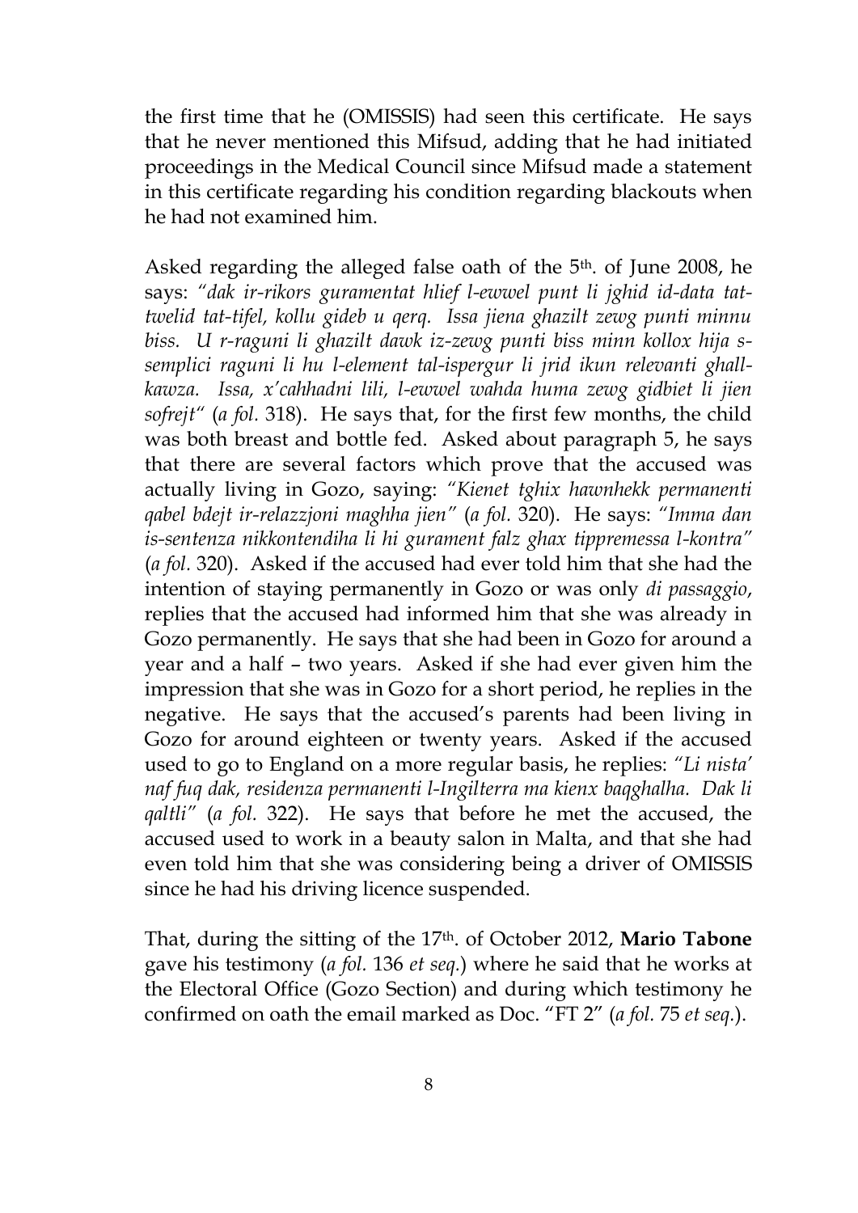the first time that he (OMISSIS) had seen this certificate. He says that he never mentioned this Mifsud, adding that he had initiated proceedings in the Medical Council since Mifsud made a statement in this certificate regarding his condition regarding blackouts when he had not examined him.

Asked regarding the alleged false oath of the 5th. of June 2008, he says: *"dak ir-rikors guramentat hlief l-ewwel punt li jghid id-data tat-twelid tat-tifel, kollu gideb u qerq. Issa jiena ghazilt zewg punti minnu biss. U r-raguni li ghazilt dawk iz-zewg punti biss minn kollox hija s-semplici raguni li hu l-element tal-ispergur li jrid ikun relevanti ghall-kawza. Issa, x'cahhadni lili, l-ewwel wahda huma zewg gidbiet li jien sofrejt"* (*a fol.* 318). He says that, for the first few months, the child was both breast and bottle fed. Asked about paragraph 5, he says that there are several factors which prove that the accused was actually living in Gozo, saying: *"Kienet tghix hawnhekk permanenti qabel bdejt ir-relazzjoni maghha jien"* (*a fol.* 320). He says: *"Imma dan is-sentenza nikkontendiha li hi gurament falz ghax tippremessa l-kontra"* (*a fol.* 320). Asked if the accused had ever told him that she had the intention of staying permanently in Gozo or was only *di passaggio*, replies that the accused had informed him that she was already in Gozo permanently. He says that she had been in Gozo for around a year and a half – two years. Asked if she had ever given him the impression that she was in Gozo for a short period, he replies in the negative. He says that the accused's parents had been living in Gozo for around eighteen or twenty years. Asked if the accused used to go to England on a more regular basis, he replies: *"Li nista' naf fuq dak, residenza permanenti l-Ingilterra ma kienx baqghalha. Dak li qaltli"* (*a fol.* 322). He says that before he met the accused, the accused used to work in a beauty salon in Malta, and that she had even told him that she was considering being a driver of OMISSIS since he had his driving licence suspended.

That, during the sitting of the 17th. of October 2012, **Mario Tabone** gave his testimony (*a fol.* 136 *et seq.*) where he said that he works at the Electoral Office (Gozo Section) and during which testimony he confirmed on oath the email marked as Doc. "FT 2" (*a fol.* 75 *et seq.*).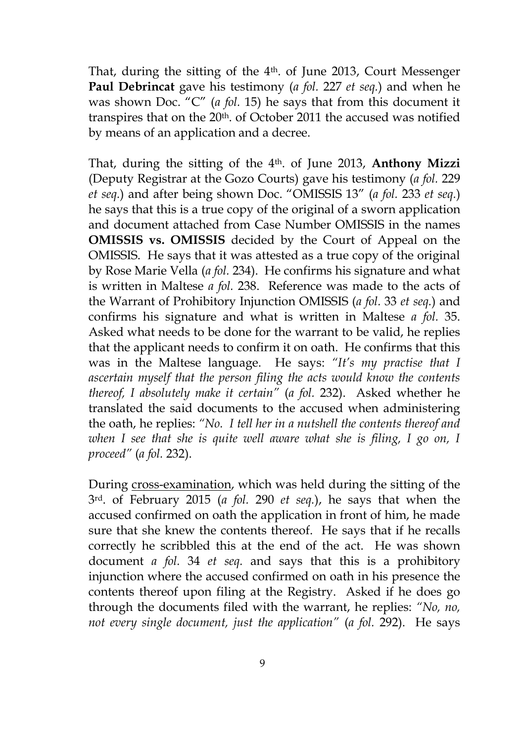That, during the sitting of the 4th. of June 2013, Court Messenger **Paul Debrincat** gave his testimony (*a fol.* 227 *et seq.*) and when he was shown Doc. "C" (*a fol.* 15) he says that from this document it transpires that on the 20th. of October 2011 the accused was notified by means of an application and a decree.

That, during the sitting of the 4th. of June 2013, **Anthony Mizzi** (Deputy Registrar at the Gozo Courts) gave his testimony (*a fol.* 229 *et seq.*) and after being shown Doc. "OMISSIS 13" (*a fol.* 233 *et seq.*) he says that this is a true copy of the original of a sworn application and document attached from Case Number OMISSIS in the names **OMISSIS vs. OMISSIS** decided by the Court of Appeal on the OMISSIS. He says that it was attested as a true copy of the original by Rose Marie Vella (*a fol.* 234). He confirms his signature and what is written in Maltese *a fol.* 238. Reference was made to the acts of the Warrant of Prohibitory Injunction OMISSIS (*a fol.* 33 *et seq.*) and confirms his signature and what is written in Maltese *a fol.* 35. Asked what needs to be done for the warrant to be valid, he replies that the applicant needs to confirm it on oath. He confirms that this was in the Maltese language. He says: *"It's my practise that I ascertain myself that the person filing the acts would know the contents thereof, I absolutely make it certain"* (*a fol.* 232). Asked whether he translated the said documents to the accused when administering the oath, he replies: *"No. I tell her in a nutshell the contents thereof and when I see that she is quite well aware what she is filing, I go on, I proceed"* (*a fol.* 232).

During <u>cross-examination</u>, which was held during the sitting of the 3rd. of February 2015 (*a fol.* 290 *et seq.*), he says that when the accused confirmed on oath the application in front of him, he made sure that she knew the contents thereof. He says that if he recalls correctly he scribbled this at the end of the act. He was shown document *a fol.* 34 *et seq.* and says that this is a prohibitory injunction where the accused confirmed on oath in his presence the contents thereof upon filing at the Registry. Asked if he does go through the documents filed with the warrant, he replies: *"No, no, not every single document, just the application"* (*a fol.* 292). He says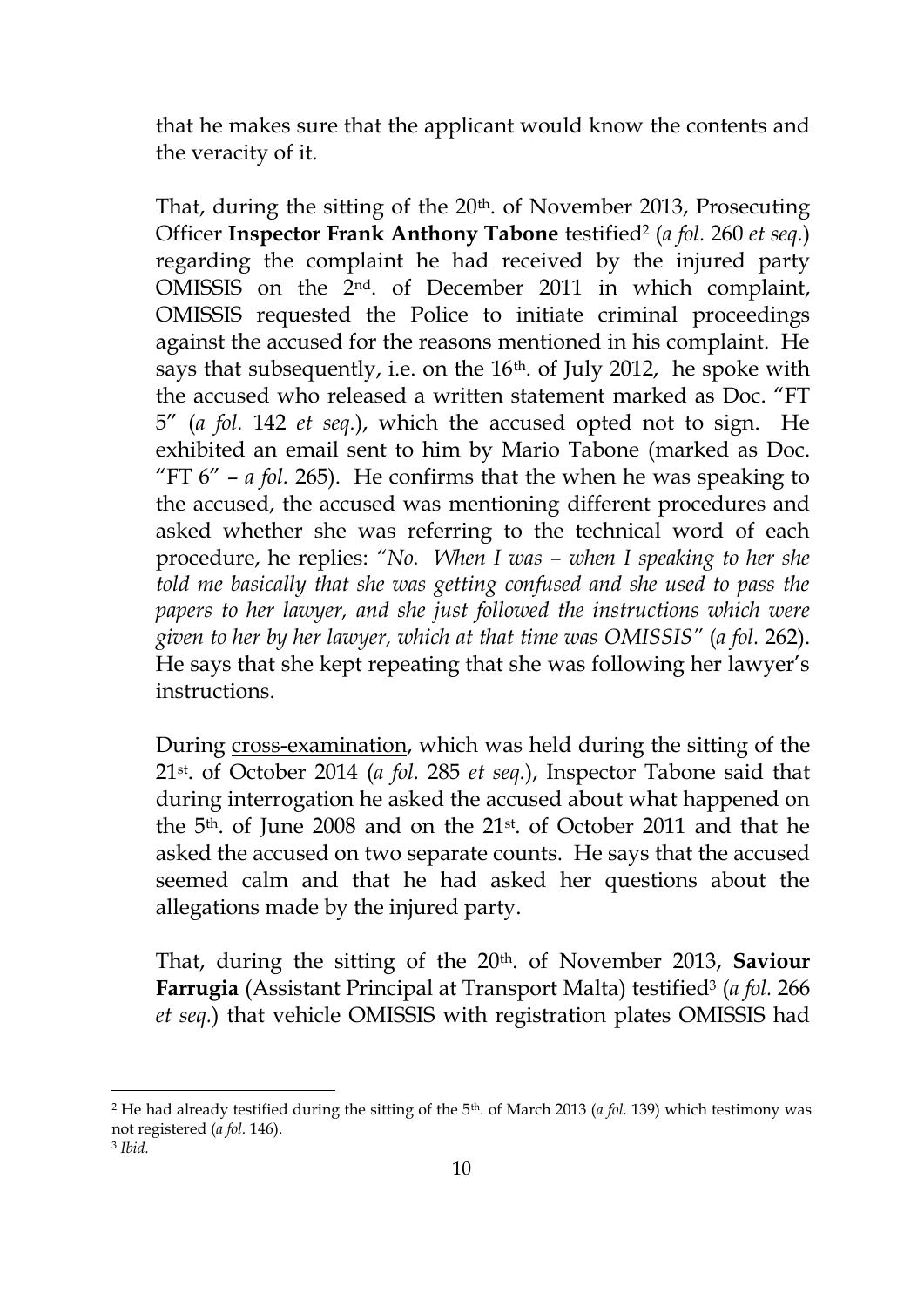that he makes sure that the applicant would know the contents and the veracity of it.

That, during the sitting of the 20th. of November 2013, Prosecuting Officer **Inspector Frank Anthony Tabone** testified[2] (*a fol.* 260 *et seq.*) regarding the complaint he had received by the injured party OMISSIS on the 2nd. of December 2011 in which complaint, OMISSIS requested the Police to initiate criminal proceedings against the accused for the reasons mentioned in his complaint. He says that subsequently, i.e. on the 16th. of July 2012, he spoke with the accused who released a written statement marked as Doc. "FT 5" (*a fol.* 142 *et seq.*), which the accused opted not to sign. He exhibited an email sent to him by Mario Tabone (marked as Doc. "FT 6" – *a fol.* 265). He confirms that the when he was speaking to the accused, the accused was mentioning different procedures and asked whether she was referring to the technical word of each procedure, he replies: *"No. When I was – when I speaking to her she told me basically that she was getting confused and she used to pass the papers to her lawyer, and she just followed the instructions which were given to her by her lawyer, which at that time was OMISSIS"* (*a fol.* 262). He says that she kept repeating that she was following her lawyer's instructions.

During <u>cross-examination</u>, which was held during the sitting of the 21st. of October 2014 (*a fol.* 285 *et seq.*), Inspector Tabone said that during interrogation he asked the accused about what happened on the 5th. of June 2008 and on the 21st. of October 2011 and that he asked the accused on two separate counts. He says that the accused seemed calm and that he had asked her questions about the allegations made by the injured party.

That, during the sitting of the 20th. of November 2013, **Saviour Farrugia** (Assistant Principal at Transport Malta) testified[3] (*a fol.* 266 *et seq.*) that vehicle OMISSIS with registration plates OMISSIS had

---

[2] He had already testified during the sitting of the 5th. of March 2013 (*a fol.* 139) which testimony was not registered (*a fol.* 146).

[3] *Ibid.*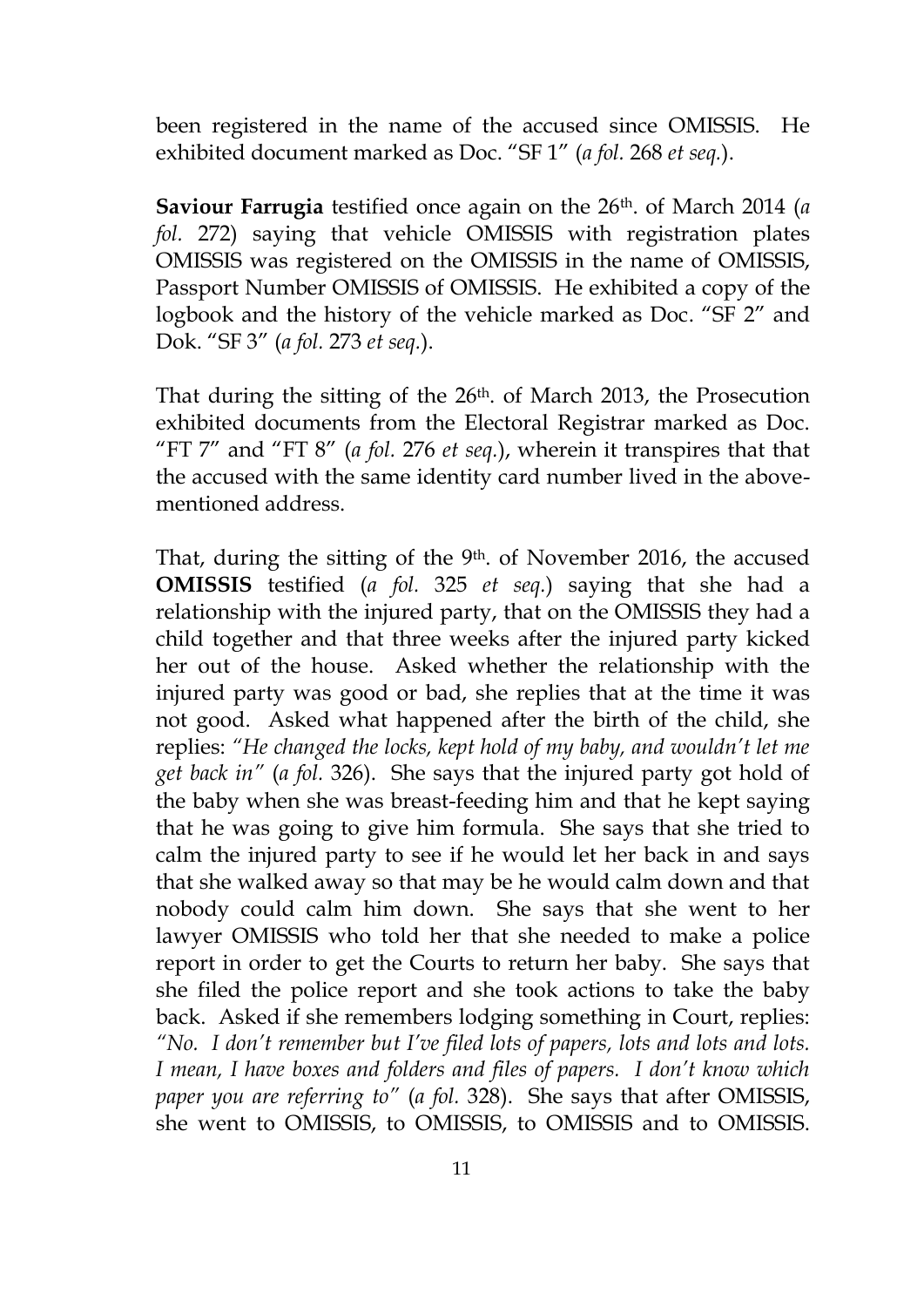been registered in the name of the accused since OMISSIS. He exhibited document marked as Doc. "SF 1" (*a fol.* 268 *et seq.*).

**Saviour Farrugia** testified once again on the 26th. of March 2014 (*a fol.* 272) saying that vehicle OMISSIS with registration plates OMISSIS was registered on the OMISSIS in the name of OMISSIS, Passport Number OMISSIS of OMISSIS. He exhibited a copy of the logbook and the history of the vehicle marked as Doc. "SF 2" and Dok. "SF 3" (*a fol.* 273 *et seq.*).

That during the sitting of the 26th. of March 2013, the Prosecution exhibited documents from the Electoral Registrar marked as Doc. "FT 7" and "FT 8" (*a fol.* 276 *et seq.*), wherein it transpires that that the accused with the same identity card number lived in the above-mentioned address.

That, during the sitting of the 9th. of November 2016, the accused **OMISSIS** testified (*a fol.* 325 *et seq.*) saying that she had a relationship with the injured party, that on the OMISSIS they had a child together and that three weeks after the injured party kicked her out of the house. Asked whether the relationship with the injured party was good or bad, she replies that at the time it was not good. Asked what happened after the birth of the child, she replies: *"He changed the locks, kept hold of my baby, and wouldn't let me get back in"* (*a fol.* 326). She says that the injured party got hold of the baby when she was breast-feeding him and that he kept saying that he was going to give him formula. She says that she tried to calm the injured party to see if he would let her back in and says that she walked away so that may be he would calm down and that nobody could calm him down. She says that she went to her lawyer OMISSIS who told her that she needed to make a police report in order to get the Courts to return her baby. She says that she filed the police report and she took actions to take the baby back. Asked if she remembers lodging something in Court, replies: *"No. I don't remember but I've filed lots of papers, lots and lots and lots. I mean, I have boxes and folders and files of papers. I don't know which paper you are referring to"* (*a fol.* 328). She says that after OMISSIS, she went to OMISSIS, to OMISSIS, to OMISSIS and to OMISSIS.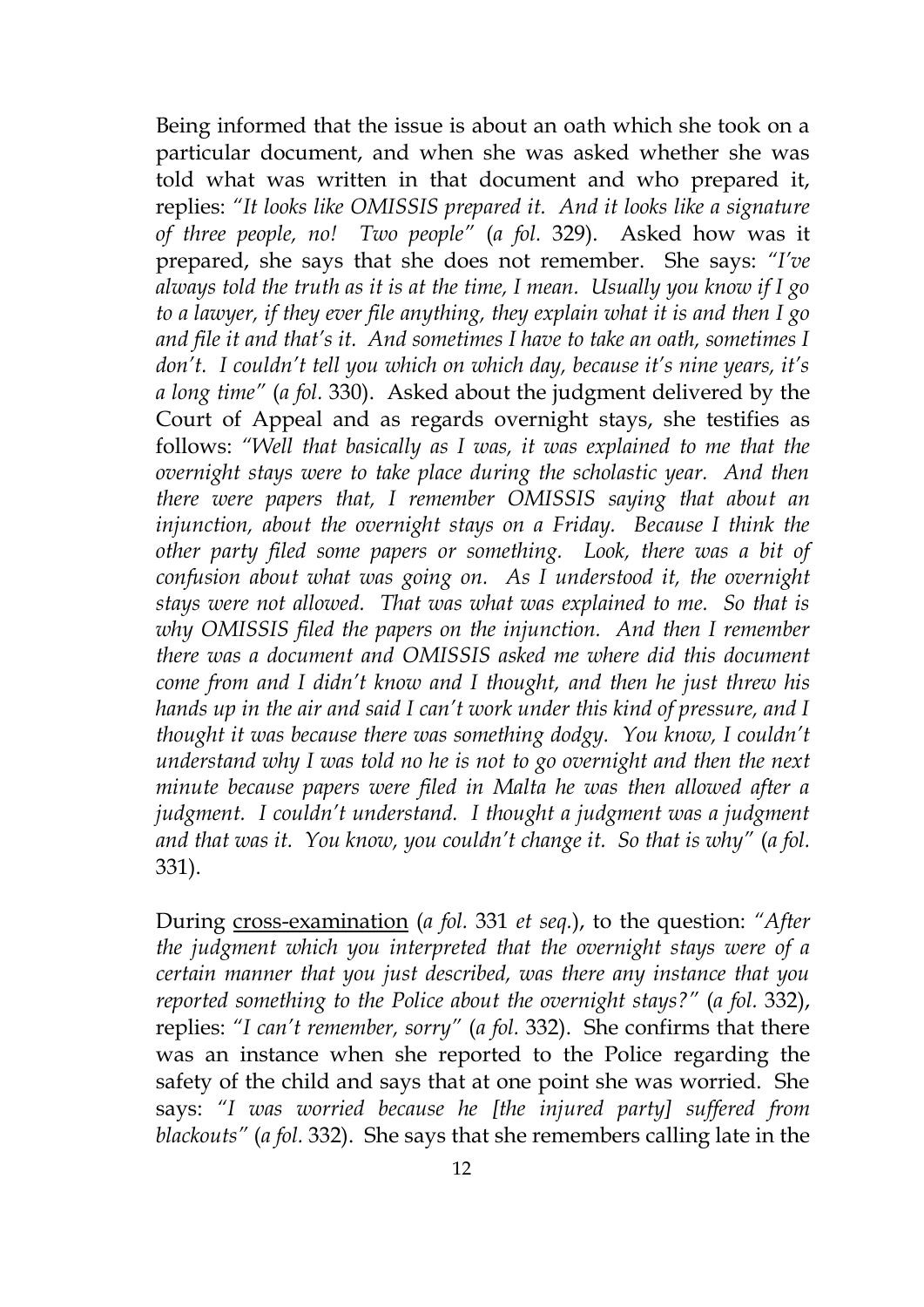Being informed that the issue is about an oath which she took on a particular document, and when she was asked whether she was told what was written in that document and who prepared it, replies: *"It looks like OMISSIS prepared it. And it looks like a signature of three people, no! Two people"* (*a fol.* 329). Asked how was it prepared, she says that she does not remember. She says: *"I've always told the truth as it is at the time, I mean. Usually you know if I go to a lawyer, if they ever file anything, they explain what it is and then I go and file it and that's it. And sometimes I have to take an oath, sometimes I don't. I couldn't tell you which on which day, because it's nine years, it's a long time"* (*a fol.* 330). Asked about the judgment delivered by the Court of Appeal and as regards overnight stays, she testifies as follows: *"Well that basically as I was, it was explained to me that the overnight stays were to take place during the scholastic year. And then there were papers that, I remember OMISSIS saying that about an injunction, about the overnight stays on a Friday. Because I think the other party filed some papers or something. Look, there was a bit of confusion about what was going on. As I understood it, the overnight stays were not allowed. That was what was explained to me. So that is why OMISSIS filed the papers on the injunction. And then I remember there was a document and OMISSIS asked me where did this document come from and I didn't know and I thought, and then he just threw his hands up in the air and said I can't work under this kind of pressure, and I thought it was because there was something dodgy. You know, I couldn't understand why I was told no he is not to go overnight and then the next minute because papers were filed in Malta he was then allowed after a judgment. I couldn't understand. I thought a judgment was a judgment and that was it. You know, you couldn't change it. So that is why"* (*a fol.* 331).

During <u>cross-examination</u> (*a fol.* 331 *et seq.*), to the question: *"After the judgment which you interpreted that the overnight stays were of a certain manner that you just described, was there any instance that you reported something to the Police about the overnight stays?"* (*a fol.* 332), replies: *"I can't remember, sorry"* (*a fol.* 332). She confirms that there was an instance when she reported to the Police regarding the safety of the child and says that at one point she was worried. She says: *"I was worried because he [the injured party] suffered from blackouts"* (*a fol.* 332). She says that she remembers calling late in the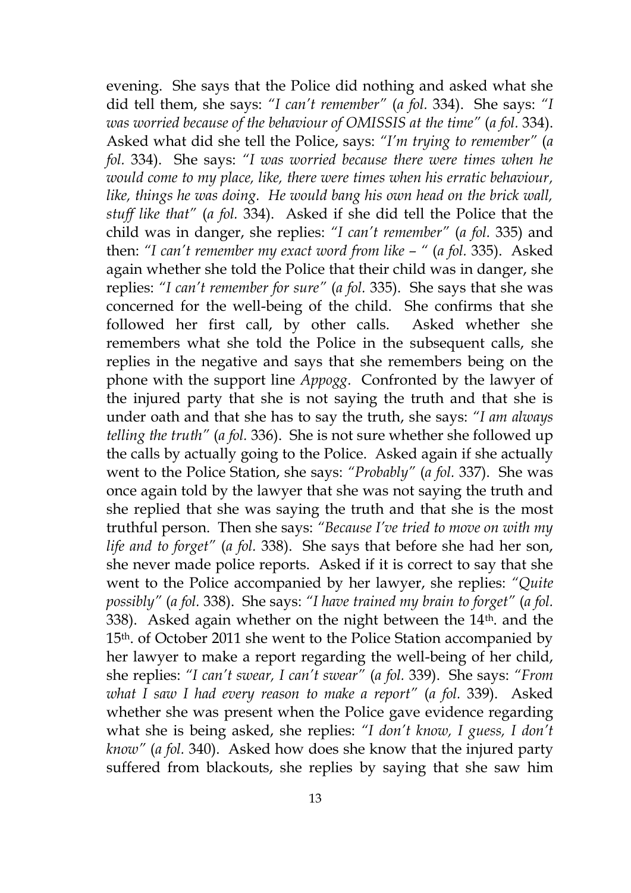evening. She says that the Police did nothing and asked what she did tell them, she says: *"I can't remember"* (*a fol.* 334). She says: *"I was worried because of the behaviour of OMISSIS at the time"* (*a fol.* 334). Asked what did she tell the Police, says: *"I'm trying to remember"* (*a fol.* 334). She says: *"I was worried because there were times when he would come to my place, like, there were times when his erratic behaviour, like, things he was doing. He would bang his own head on the brick wall, stuff like that"* (*a fol.* 334). Asked if she did tell the Police that the child was in danger, she replies: *"I can't remember"* (*a fol.* 335) and then: *"I can't remember my exact word from like – "* (*a fol.* 335). Asked again whether she told the Police that their child was in danger, she replies: *"I can't remember for sure"* (*a fol.* 335). She says that she was concerned for the well-being of the child. She confirms that she followed her first call, by other calls. Asked whether she remembers what she told the Police in the subsequent calls, she replies in the negative and says that she remembers being on the phone with the support line *Appogg*. Confronted by the lawyer of the injured party that she is not saying the truth and that she is under oath and that she has to say the truth, she says: *"I am always telling the truth"* (*a fol.* 336). She is not sure whether she followed up the calls by actually going to the Police. Asked again if she actually went to the Police Station, she says: *"Probably"* (*a fol.* 337). She was once again told by the lawyer that she was not saying the truth and she replied that she was saying the truth and that she is the most truthful person. Then she says: *"Because I've tried to move on with my life and to forget"* (*a fol.* 338). She says that before she had her son, she never made police reports. Asked if it is correct to say that she went to the Police accompanied by her lawyer, she replies: *"Quite possibly"* (*a fol.* 338). She says: *"I have trained my brain to forget"* (*a fol.* 338). Asked again whether on the night between the 14th. and the 15th. of October 2011 she went to the Police Station accompanied by her lawyer to make a report regarding the well-being of her child, she replies: *"I can't swear, I can't swear"* (*a fol.* 339). She says: *"From what I saw I had every reason to make a report"* (*a fol.* 339). Asked whether she was present when the Police gave evidence regarding what she is being asked, she replies: *"I don't know, I guess, I don't know"* (*a fol.* 340). Asked how does she know that the injured party suffered from blackouts, she replies by saying that she saw him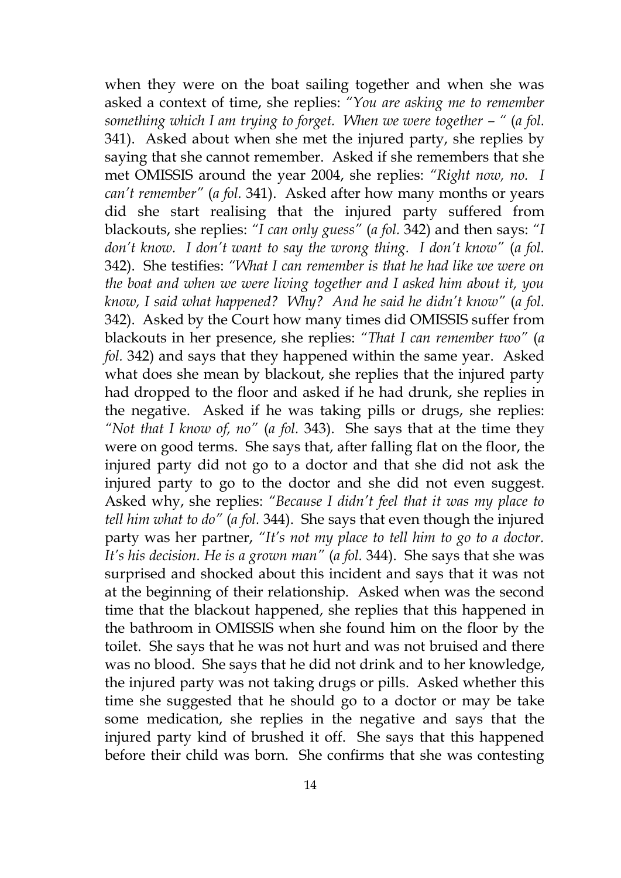when they were on the boat sailing together and when she was asked a context of time, she replies: *"You are asking me to remember something which I am trying to forget. When we were together – "* (*a fol.* 341). Asked about when she met the injured party, she replies by saying that she cannot remember. Asked if she remembers that she met OMISSIS around the year 2004, she replies: *"Right now, no. I can't remember"* (*a fol.* 341). Asked after how many months or years did she start realising that the injured party suffered from blackouts, she replies: *"I can only guess"* (*a fol.* 342) and then says: *"I don't know. I don't want to say the wrong thing. I don't know"* (*a fol.* 342). She testifies: *"What I can remember is that he had like we were on the boat and when we were living together and I asked him about it, you know, I said what happened? Why? And he said he didn't know"* (*a fol.* 342). Asked by the Court how many times did OMISSIS suffer from blackouts in her presence, she replies: *"That I can remember two"* (*a fol.* 342) and says that they happened within the same year. Asked what does she mean by blackout, she replies that the injured party had dropped to the floor and asked if he had drunk, she replies in the negative. Asked if he was taking pills or drugs, she replies: *"Not that I know of, no"* (*a fol.* 343). She says that at the time they were on good terms. She says that, after falling flat on the floor, the injured party did not go to a doctor and that she did not ask the injured party to go to the doctor and she did not even suggest. Asked why, she replies: *"Because I didn't feel that it was my place to tell him what to do"* (*a fol.* 344). She says that even though the injured party was her partner, *"It's not my place to tell him to go to a doctor. It's his decision. He is a grown man"* (*a fol.* 344). She says that she was surprised and shocked about this incident and says that it was not at the beginning of their relationship. Asked when was the second time that the blackout happened, she replies that this happened in the bathroom in OMISSIS when she found him on the floor by the toilet. She says that he was not hurt and was not bruised and there was no blood. She says that he did not drink and to her knowledge, the injured party was not taking drugs or pills. Asked whether this time she suggested that he should go to a doctor or may be take some medication, she replies in the negative and says that the injured party kind of brushed it off. She says that this happened before their child was born. She confirms that she was contesting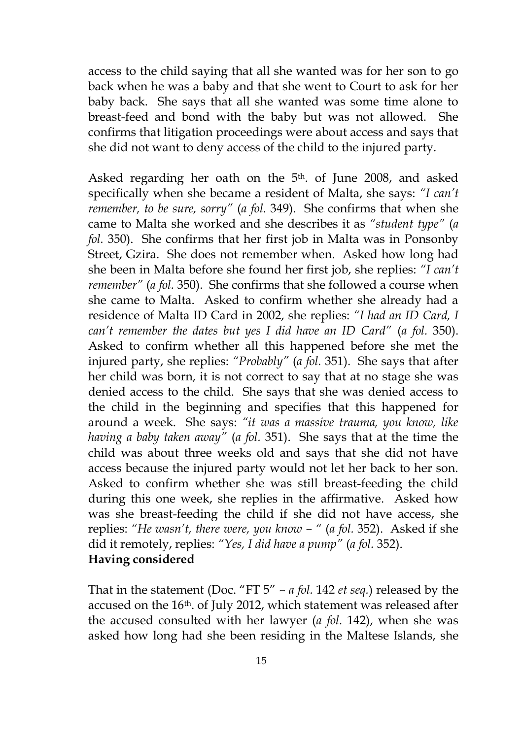access to the child saying that all she wanted was for her son to go back when he was a baby and that she went to Court to ask for her baby back. She says that all she wanted was some time alone to breast-feed and bond with the baby but was not allowed. She confirms that litigation proceedings were about access and says that she did not want to deny access of the child to the injured party.

Asked regarding her oath on the 5th. of June 2008, and asked specifically when she became a resident of Malta, she says: *"I can't remember, to be sure, sorry"* (*a fol.* 349). She confirms that when she came to Malta she worked and she describes it as *"student type"* (*a fol.* 350). She confirms that her first job in Malta was in Ponsonby Street, Gzira. She does not remember when. Asked how long had she been in Malta before she found her first job, she replies: *"I can't remember"* (*a fol.* 350). She confirms that she followed a course when she came to Malta. Asked to confirm whether she already had a residence of Malta ID Card in 2002, she replies: *"I had an ID Card, I can't remember the dates but yes I did have an ID Card"* (*a fol.* 350). Asked to confirm whether all this happened before she met the injured party, she replies: *"Probably"* (*a fol.* 351). She says that after her child was born, it is not correct to say that at no stage she was denied access to the child. She says that she was denied access to the child in the beginning and specifies that this happened for around a week. She says: *"it was a massive trauma, you know, like having a baby taken away"* (*a fol.* 351). She says that at the time the child was about three weeks old and says that she did not have access because the injured party would not let her back to her son. Asked to confirm whether she was still breast-feeding the child during this one week, she replies in the affirmative. Asked how was she breast-feeding the child if she did not have access, she replies: *"He wasn't, there were, you know – "* (*a fol.* 352). Asked if she did it remotely, replies: *"Yes, I did have a pump"* (*a fol.* 352).

**Having considered**

That in the statement (Doc. "FT 5" – *a fol.* 142 *et seq.*) released by the accused on the 16th. of July 2012, which statement was released after the accused consulted with her lawyer (*a fol.* 142), when she was asked how long had she been residing in the Maltese Islands, she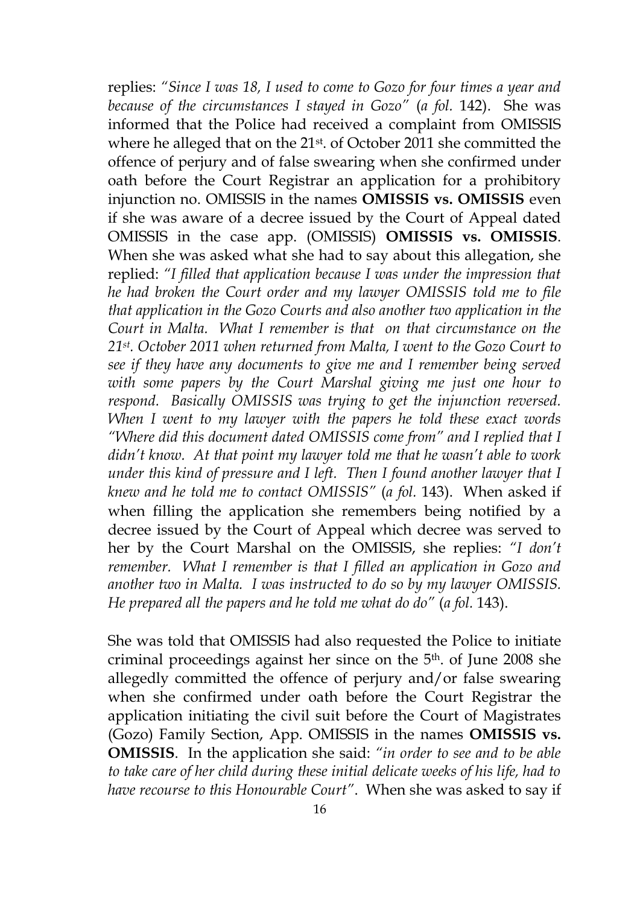replies: *"Since I was 18, I used to come to Gozo for four times a year and because of the circumstances I stayed in Gozo"* (*a fol.* 142). She was informed that the Police had received a complaint from OMISSIS where he alleged that on the 21st. of October 2011 she committed the offence of perjury and of false swearing when she confirmed under oath before the Court Registrar an application for a prohibitory injunction no. OMISSIS in the names **OMISSIS vs. OMISSIS** even if she was aware of a decree issued by the Court of Appeal dated OMISSIS in the case app. (OMISSIS) **OMISSIS vs. OMISSIS**. When she was asked what she had to say about this allegation, she replied: *"I filled that application because I was under the impression that he had broken the Court order and my lawyer OMISSIS told me to file that application in the Gozo Courts and also another two application in the Court in Malta. What I remember is that on that circumstance on the 21st. October 2011 when returned from Malta, I went to the Gozo Court to see if they have any documents to give me and I remember being served with some papers by the Court Marshal giving me just one hour to respond. Basically OMISSIS was trying to get the injunction reversed. When I went to my lawyer with the papers he told these exact words "Where did this document dated OMISSIS come from" and I replied that I didn't know. At that point my lawyer told me that he wasn't able to work under this kind of pressure and I left. Then I found another lawyer that I knew and he told me to contact OMISSIS"* (*a fol.* 143). When asked if when filling the application she remembers being notified by a decree issued by the Court of Appeal which decree was served to her by the Court Marshal on the OMISSIS, she replies: *"I don't remember. What I remember is that I filled an application in Gozo and another two in Malta. I was instructed to do so by my lawyer OMISSIS. He prepared all the papers and he told me what do do"* (*a fol.* 143).

She was told that OMISSIS had also requested the Police to initiate criminal proceedings against her since on the 5th. of June 2008 she allegedly committed the offence of perjury and/or false swearing when she confirmed under oath before the Court Registrar the application initiating the civil suit before the Court of Magistrates (Gozo) Family Section, App. OMISSIS in the names **OMISSIS vs. OMISSIS**. In the application she said: *"in order to see and to be able to take care of her child during these initial delicate weeks of his life, had to have recourse to this Honourable Court"*. When she was asked to say if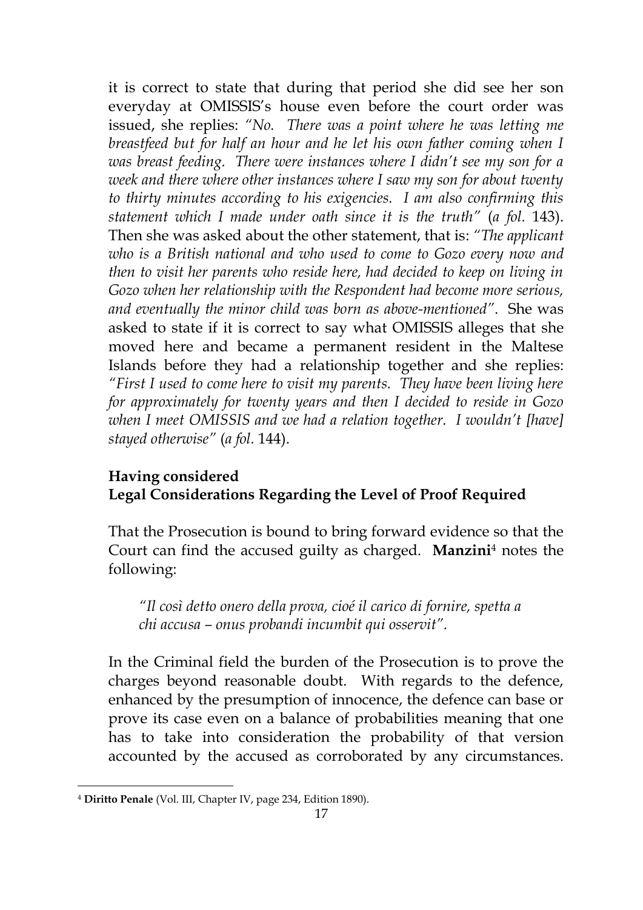it is correct to state that during that period she did see her son everyday at OMISSIS's house even before the court order was issued, she replies: *"No. There was a point where he was letting me breastfeed but for half an hour and he let his own father coming when I was breast feeding. There were instances where I didn't see my son for a week and there where other instances where I saw my son for about twenty to thirty minutes according to his exigencies. I am also confirming this statement which I made under oath since it is the truth"* (*a fol.* 143). Then she was asked about the other statement, that is: *"The applicant who is a British national and who used to come to Gozo every now and then to visit her parents who reside here, had decided to keep on living in Gozo when her relationship with the Respondent had become more serious, and eventually the minor child was born as above-mentioned"*. She was asked to state if it is correct to say what OMISSIS alleges that she moved here and became a permanent resident in the Maltese Islands before they had a relationship together and she replies: *"First I used to come here to visit my parents. They have been living here for approximately for twenty years and then I decided to reside in Gozo when I meet OMISSIS and we had a relation together. I wouldn't [have] stayed otherwise"* (*a fol.* 144).

**Having considered**
**Legal Considerations Regarding the Level of Proof Required**

That the Prosecution is bound to bring forward evidence so that the Court can find the accused guilty as charged. **Manzini**[4] notes the following:

> *"Il così detto onero della prova, cioé il carico di fornire, spetta a chi accusa – onus probandi incumbit qui osservit".*

In the Criminal field the burden of the Prosecution is to prove the charges beyond reasonable doubt. With regards to the defence, enhanced by the presumption of innocence, the defence can base or prove its case even on a balance of probabilities meaning that one has to take into consideration the probability of that version accounted by the accused as corroborated by any circumstances.

[4] **Diritto Penale** (Vol. III, Chapter IV, page 234, Edition 1890).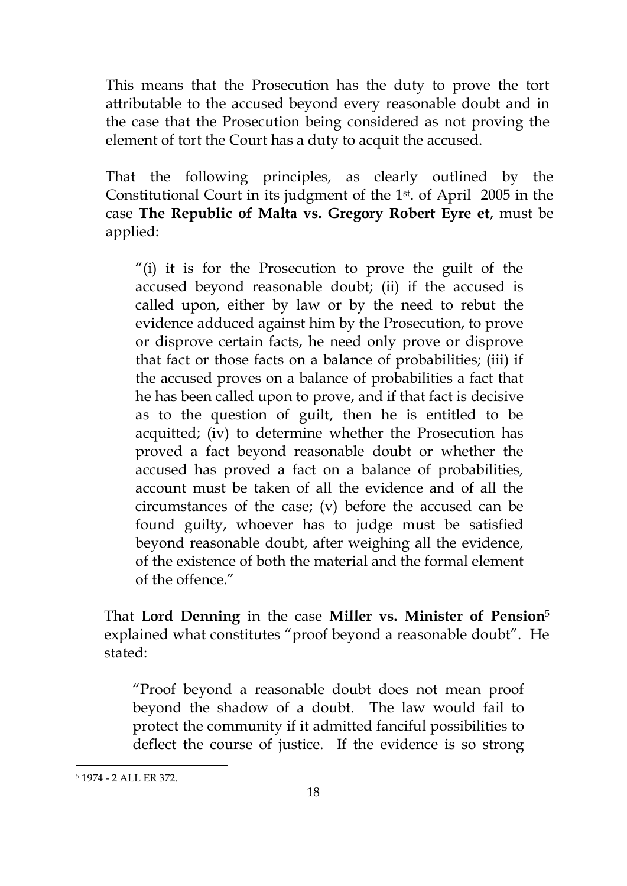This means that the Prosecution has the duty to prove the tort attributable to the accused beyond every reasonable doubt and in the case that the Prosecution being considered as not proving the element of tort the Court has a duty to acquit the accused.

That the following principles, as clearly outlined by the Constitutional Court in its judgment of the 1st. of April 2005 in the case **The Republic of Malta vs. Gregory Robert Eyre et**, must be applied:

> "(i) it is for the Prosecution to prove the guilt of the accused beyond reasonable doubt; (ii) if the accused is called upon, either by law or by the need to rebut the evidence adduced against him by the Prosecution, to prove or disprove certain facts, he need only prove or disprove that fact or those facts on a balance of probabilities; (iii) if the accused proves on a balance of probabilities a fact that he has been called upon to prove, and if that fact is decisive as to the question of guilt, then he is entitled to be acquitted; (iv) to determine whether the Prosecution has proved a fact beyond reasonable doubt or whether the accused has proved a fact on a balance of probabilities, account must be taken of all the evidence and of all the circumstances of the case; (v) before the accused can be found guilty, whoever has to judge must be satisfied beyond reasonable doubt, after weighing all the evidence, of the existence of both the material and the formal element of the offence."

That **Lord Denning** in the case **Miller vs. Minister of Pension**[5] explained what constitutes "proof beyond a reasonable doubt". He stated:

> "Proof beyond a reasonable doubt does not mean proof beyond the shadow of a doubt. The law would fail to protect the community if it admitted fanciful possibilities to deflect the course of justice. If the evidence is so strong

---

[5] 1974 - 2 ALL ER 372.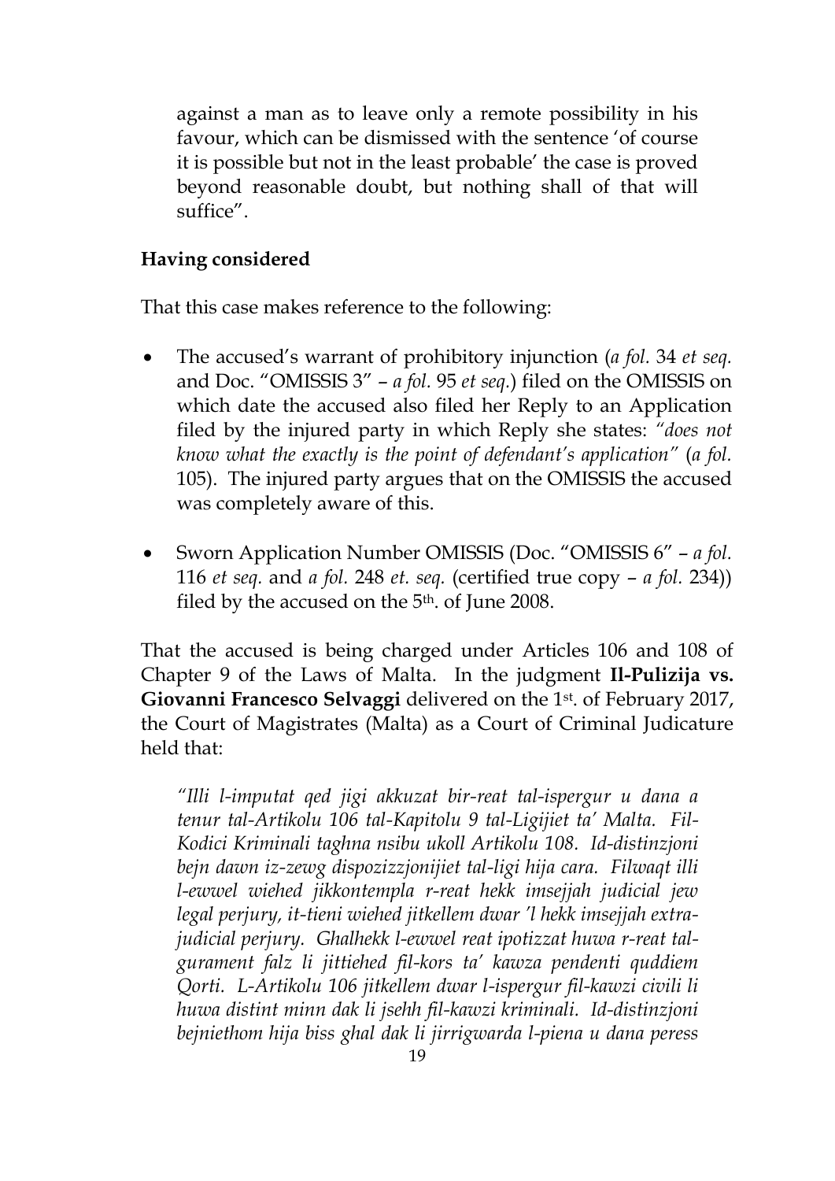against a man as to leave only a remote possibility in his favour, which can be dismissed with the sentence 'of course it is possible but not in the least probable' the case is proved beyond reasonable doubt, but nothing shall of that will suffice".

**Having considered**

That this case makes reference to the following:

- The accused's warrant of prohibitory injunction (*a fol.* 34 *et seq.* and Doc. "OMISSIS 3" – *a fol.* 95 *et seq.*) filed on the OMISSIS on which date the accused also filed her Reply to an Application filed by the injured party in which Reply she states: *"does not know what the exactly is the point of defendant's application"* (*a fol.* 105). The injured party argues that on the OMISSIS the accused was completely aware of this.

- Sworn Application Number OMISSIS (Doc. "OMISSIS 6" – *a fol.* 116 *et seq.* and *a fol.* 248 *et. seq.* (certified true copy – *a fol.* 234)) filed by the accused on the 5th. of June 2008.

That the accused is being charged under Articles 106 and 108 of Chapter 9 of the Laws of Malta. In the judgment **Il-Pulizija vs. Giovanni Francesco Selvaggi** delivered on the 1st. of February 2017, the Court of Magistrates (Malta) as a Court of Criminal Judicature held that:

*"Illi l-imputat qed jigi akkuzat bir-reat tal-ispergur u dana a tenur tal-Artikolu 106 tal-Kapitolu 9 tal-Ligijiet ta' Malta. Fil-Kodici Kriminali taghna nsibu ukoll Artikolu 108. Id-distinzjoni bejn dawn iz-zewg dispozizzjonijiet tal-ligi hija cara. Filwaqt illi l-ewwel wiehed jikkontempla r-reat hekk imsejjah judicial jew legal perjury, it-tieni wiehed jitkellem dwar 'l hekk imsejjah extra-judicial perjury. Ghalhekk l-ewwel reat ipotizzat huwa r-reat tal-gurament falz li jittiehed fil-kors ta' kawza pendenti quddiem Qorti. L-Artikolu 106 jitkellem dwar l-ispergur fil-kawzi civili li huwa distint minn dak li jsehh fil-kawzi kriminali. Id-distinzjoni bejniethom hija biss ghal dak li jirrigwarda l-piena u dana peress*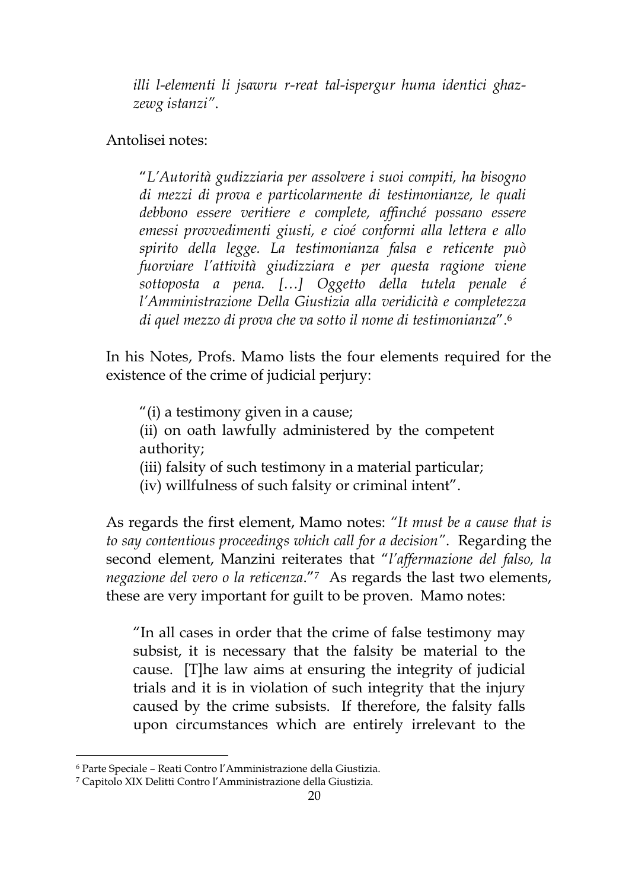*illi l-elementi li jsawru r-reat tal-ispergur huma identici ghaz-zewg istanzi".*

Antolisei notes:

> "*L'Autorità gudizziaria per assolvere i suoi compiti, ha bisogno di mezzi di prova e particolarmente di testimonianze, le quali debbono essere veritiere e complete, affinché possano essere emessi provvedimenti giusti, e cioé conformi alla lettera e allo spirito della legge. La testimonianza falsa e reticente può fuorviare l'attività giudizziara e per questa ragione viene sottoposta a pena. […] Oggetto della tutela penale é l'Amministrazione Della Giustizia alla veridicità e completezza di quel mezzo di prova che va sotto il nome di testimonianza*".[6]

In his Notes, Profs. Mamo lists the four elements required for the existence of the crime of judicial perjury:

> "(i) a testimony given in a cause;
> (ii) on oath lawfully administered by the competent authority;
> (iii) falsity of such testimony in a material particular;
> (iv) willfulness of such falsity or criminal intent".

As regards the first element, Mamo notes: *"It must be a cause that is to say contentious proceedings which call for a decision"*. Regarding the second element, Manzini reiterates that "*l'affermazione del falso, la negazione del vero o la reticenza*."[7] As regards the last two elements, these are very important for guilt to be proven. Mamo notes:

> "In all cases in order that the crime of false testimony may subsist, it is necessary that the falsity be material to the cause. [T]he law aims at ensuring the integrity of judicial trials and it is in violation of such integrity that the injury caused by the crime subsists. If therefore, the falsity falls upon circumstances which are entirely irrelevant to the

---

[6] Parte Speciale – Reati Contro l'Amministrazione della Giustizia.

[7] Capitolo XIX Delitti Contro l'Amministrazione della Giustizia.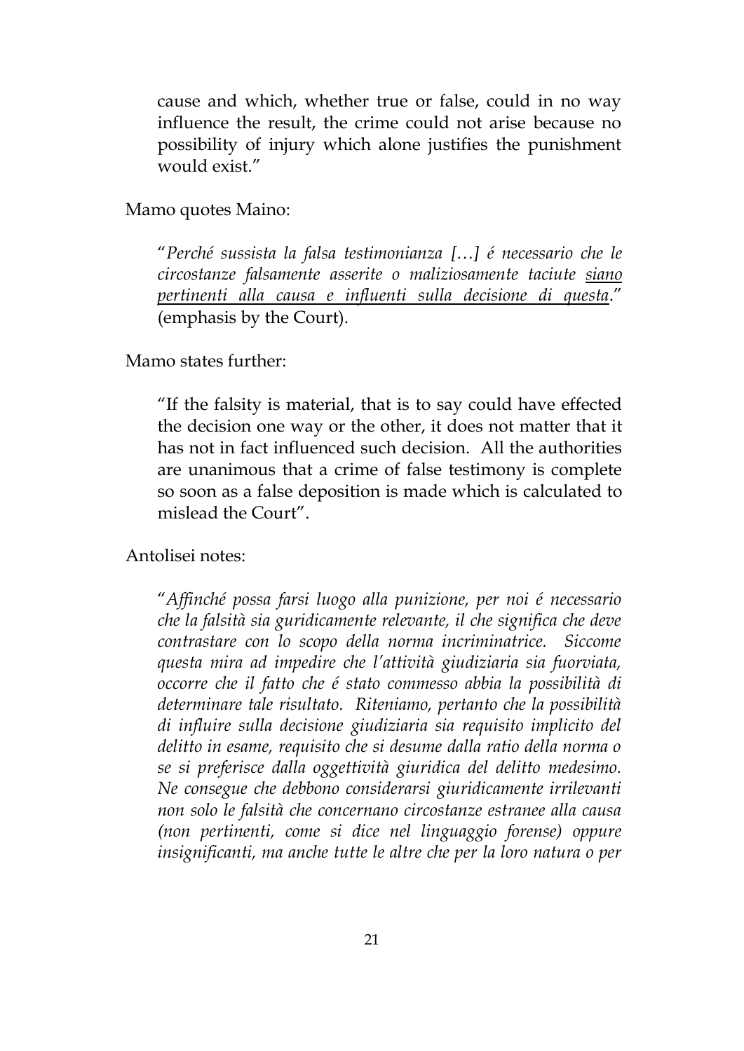cause and which, whether true or false, could in no way influence the result, the crime could not arise because no possibility of injury which alone justifies the punishment would exist."

Mamo quotes Maino:

> "*Perché sussista la falsa testimonianza […] é necessario che le circostanze falsamente asserite o maliziosamente taciute <u>siano pertinenti alla causa e influenti sulla decisione di questa</u>.*" (emphasis by the Court).

Mamo states further:

> "If the falsity is material, that is to say could have effected the decision one way or the other, it does not matter that it has not in fact influenced such decision. All the authorities are unanimous that a crime of false testimony is complete so soon as a false deposition is made which is calculated to mislead the Court".

Antolisei notes:

> "*Affinché possa farsi luogo alla punizione, per noi é necessario che la falsità sia guridicamente relevante, il che significa che deve contrastare con lo scopo della norma incriminatrice. Siccome questa mira ad impedire che l'attività giudiziaria sia fuorviata, occorre che il fatto che é stato commesso abbia la possibilità di determinare tale risultato. Riteniamo, pertanto che la possibilità di influire sulla decisione giudiziaria sia requisito implicito del delitto in esame, requisito che si desume dalla ratio della norma o se si preferisce dalla oggettività giuridica del delitto medesimo. Ne consegue che debbono considerarsi giuridicamente irrilevanti non solo le falsità che concernano circostanze estranee alla causa (non pertinenti, come si dice nel linguaggio forense) oppure insignificanti, ma anche tutte le altre che per la loro natura o per*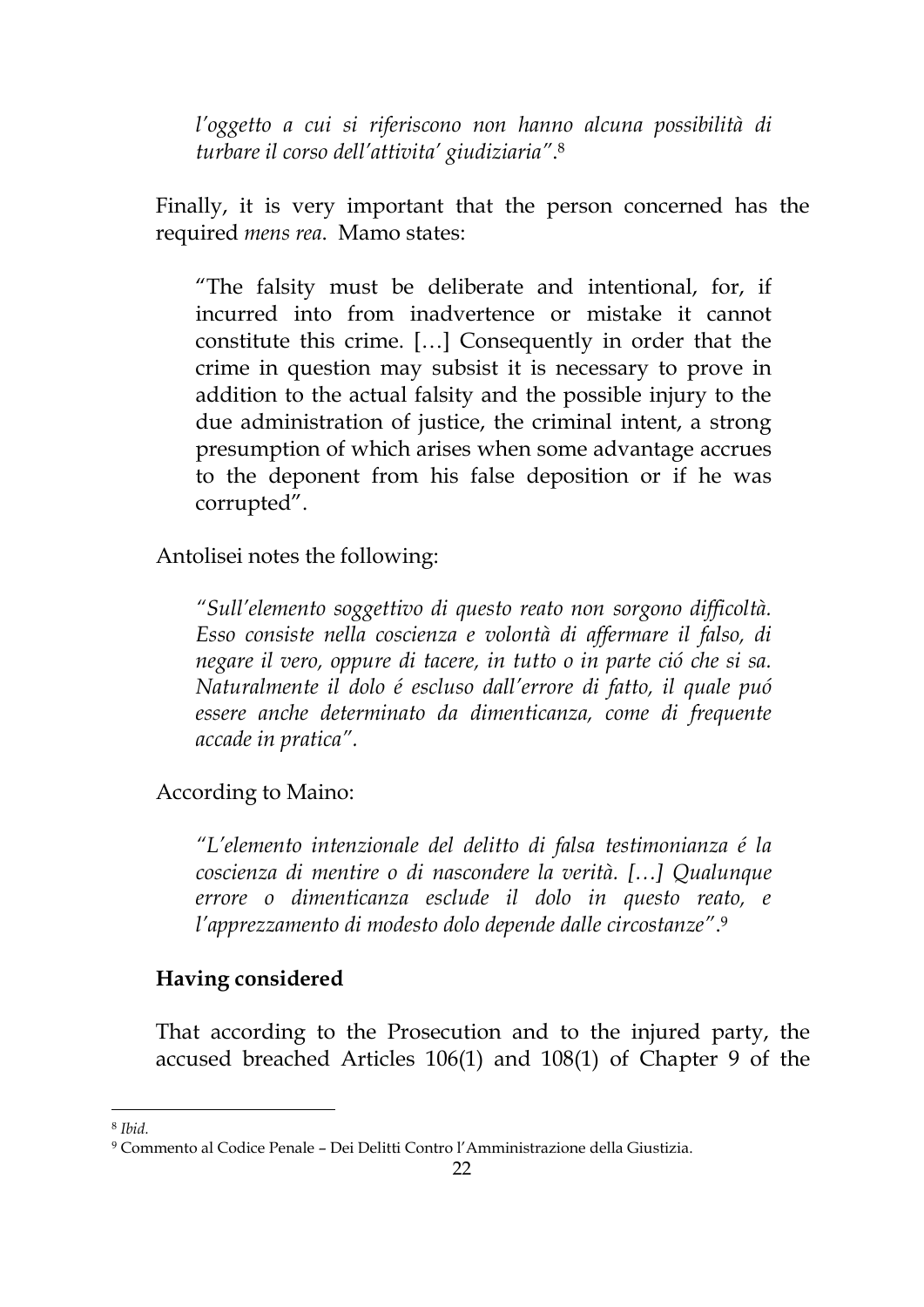*l'oggetto a cui si riferiscono non hanno alcuna possibilità di turbare il corso dell'attivita' giudiziaria"*.[8]

Finally, it is very important that the person concerned has the required *mens rea*. Mamo states:

> "The falsity must be deliberate and intentional, for, if incurred into from inadvertence or mistake it cannot constitute this crime. […] Consequently in order that the crime in question may subsist it is necessary to prove in addition to the actual falsity and the possible injury to the due administration of justice, the criminal intent, a strong presumption of which arises when some advantage accrues to the deponent from his false deposition or if he was corrupted".

Antolisei notes the following:

> *"Sull'elemento soggettivo di questo reato non sorgono difficoltà. Esso consiste nella coscienza e volontà di affermare il falso, di negare il vero, oppure di tacere, in tutto o in parte ció che si sa. Naturalmente il dolo é escluso dall'errore di fatto, il quale puó essere anche determinato da dimenticanza, come di frequente accade in pratica".*

According to Maino:

> *"L'elemento intenzionale del delitto di falsa testimonianza é la coscienza di mentire o di nascondere la verità. […] Qualunque errore o dimenticanza esclude il dolo in questo reato, e l'apprezzamento di modesto dolo depende dalle circostanze"*.[9]

**Having considered**

That according to the Prosecution and to the injured party, the accused breached Articles 106(1) and 108(1) of Chapter 9 of the

---

[8] *Ibid*.

[9] Commento al Codice Penale – Dei Delitti Contro l'Amministrazione della Giustizia.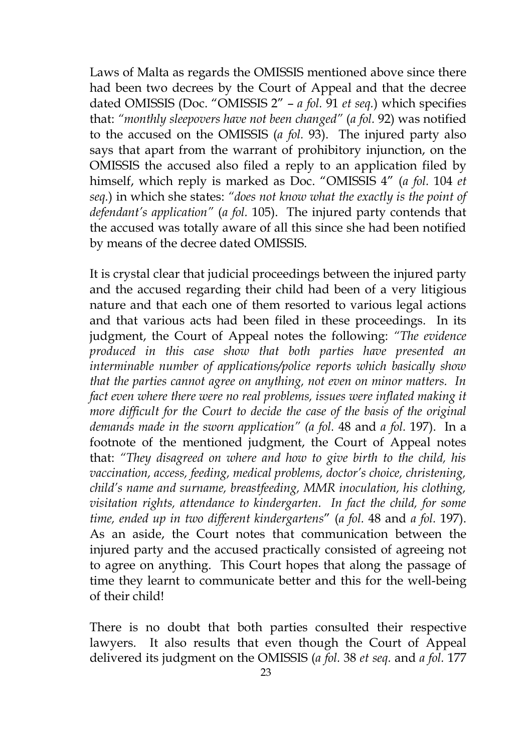Laws of Malta as regards the OMISSIS mentioned above since there had been two decrees by the Court of Appeal and that the decree dated OMISSIS (Doc. "OMISSIS 2" – *a fol.* 91 *et seq.*) which specifies that: *"monthly sleepovers have not been changed"* (*a fol.* 92) was notified to the accused on the OMISSIS (*a fol.* 93). The injured party also says that apart from the warrant of prohibitory injunction, on the OMISSIS the accused also filed a reply to an application filed by himself, which reply is marked as Doc. "OMISSIS 4" (*a fol.* 104 *et seq.*) in which she states: *"does not know what the exactly is the point of defendant's application"* (*a fol.* 105). The injured party contends that the accused was totally aware of all this since she had been notified by means of the decree dated OMISSIS.

It is crystal clear that judicial proceedings between the injured party and the accused regarding their child had been of a very litigious nature and that each one of them resorted to various legal actions and that various acts had been filed in these proceedings. In its judgment, the Court of Appeal notes the following: *"The evidence produced in this case show that both parties have presented an interminable number of applications/police reports which basically show that the parties cannot agree on anything, not even on minor matters. In fact even where there were no real problems, issues were inflated making it more difficult for the Court to decide the case of the basis of the original demands made in the sworn application" (a fol.* 48 and *a fol.* 197). In a footnote of the mentioned judgment, the Court of Appeal notes that: *"They disagreed on where and how to give birth to the child, his vaccination, access, feeding, medical problems, doctor's choice, christening, child's name and surname, breastfeeding, MMR inoculation, his clothing, visitation rights, attendance to kindergarten. In fact the child, for some time, ended up in two different kindergartens*" (*a fol.* 48 and *a fol.* 197). As an aside, the Court notes that communication between the injured party and the accused practically consisted of agreeing not to agree on anything. This Court hopes that along the passage of time they learnt to communicate better and this for the well-being of their child!

There is no doubt that both parties consulted their respective lawyers. It also results that even though the Court of Appeal delivered its judgment on the OMISSIS (*a fol.* 38 *et seq.* and *a fol.* 177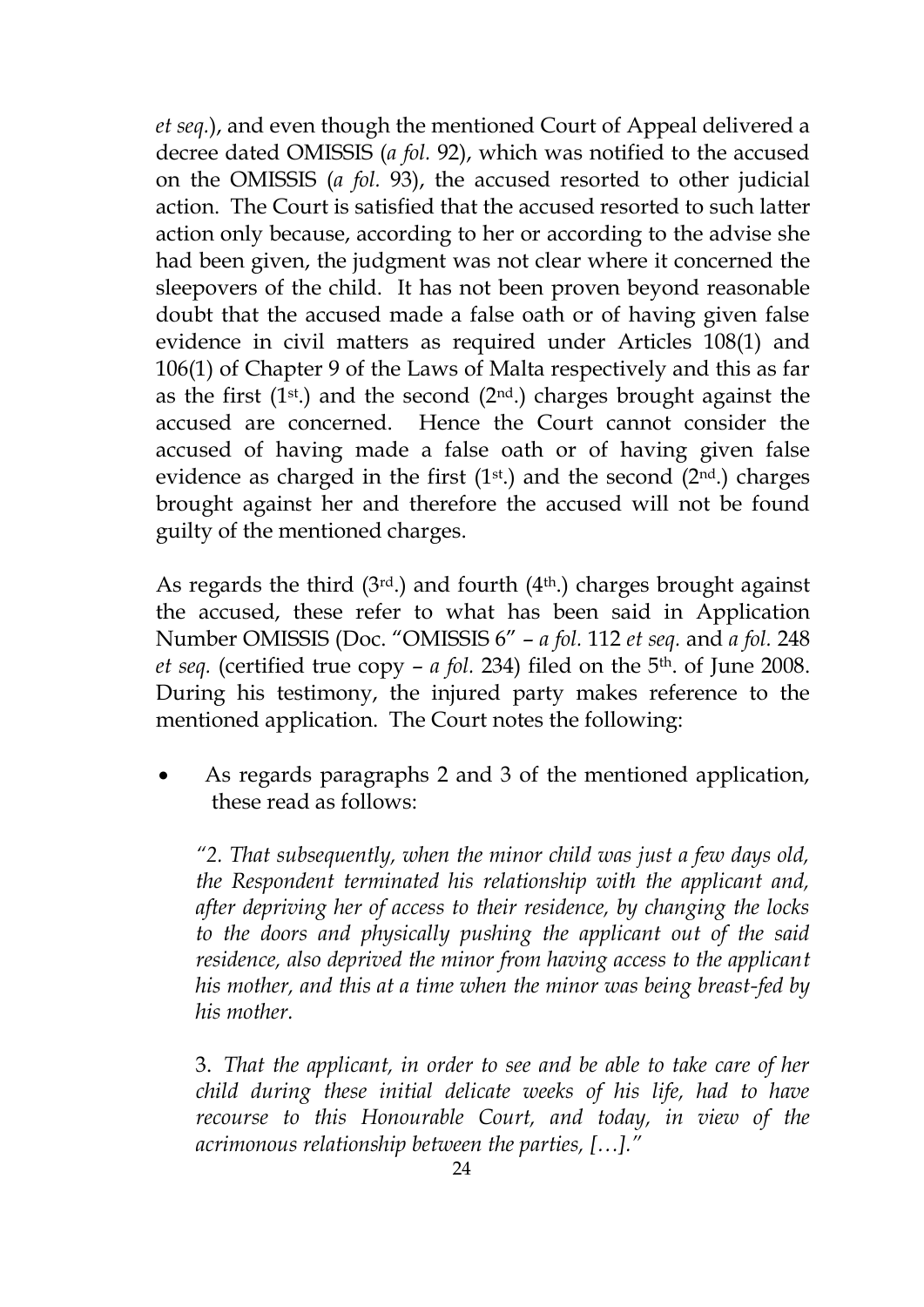*et seq.*), and even though the mentioned Court of Appeal delivered a decree dated OMISSIS (*a fol.* 92), which was notified to the accused on the OMISSIS (*a fol.* 93), the accused resorted to other judicial action. The Court is satisfied that the accused resorted to such latter action only because, according to her or according to the advise she had been given, the judgment was not clear where it concerned the sleepovers of the child. It has not been proven beyond reasonable doubt that the accused made a false oath or of having given false evidence in civil matters as required under Articles 108(1) and 106(1) of Chapter 9 of the Laws of Malta respectively and this as far as the first (1st.) and the second (2nd.) charges brought against the accused are concerned. Hence the Court cannot consider the accused of having made a false oath or of having given false evidence as charged in the first (1st.) and the second (2nd.) charges brought against her and therefore the accused will not be found guilty of the mentioned charges.

As regards the third (3rd.) and fourth (4th.) charges brought against the accused, these refer to what has been said in Application Number OMISSIS (Doc. "OMISSIS 6" – *a fol.* 112 *et seq.* and *a fol.* 248 *et seq.* (certified true copy – *a fol.* 234) filed on the 5th. of June 2008. During his testimony, the injured party makes reference to the mentioned application. The Court notes the following:

- As regards paragraphs 2 and 3 of the mentioned application, these read as follows:

  *"2. That subsequently, when the minor child was just a few days old, the Respondent terminated his relationship with the applicant and, after depriving her of access to their residence, by changing the locks to the doors and physically pushing the applicant out of the said residence, also deprived the minor from having access to the applicant his mother, and this at a time when the minor was being breast-fed by his mother.*

  3. *That the applicant, in order to see and be able to take care of her child during these initial delicate weeks of his life, had to have recourse to this Honourable Court, and today, in view of the acrimonious relationship between the parties, […]."*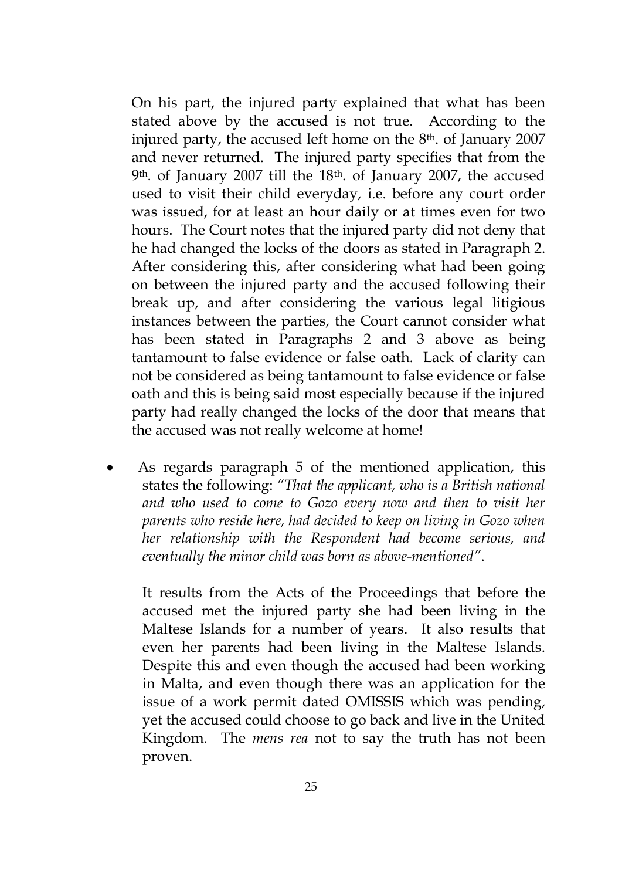On his part, the injured party explained that what has been stated above by the accused is not true. According to the injured party, the accused left home on the 8th. of January 2007 and never returned. The injured party specifies that from the 9th. of January 2007 till the 18th. of January 2007, the accused used to visit their child everyday, i.e. before any court order was issued, for at least an hour daily or at times even for two hours. The Court notes that the injured party did not deny that he had changed the locks of the doors as stated in Paragraph 2. After considering this, after considering what had been going on between the injured party and the accused following their break up, and after considering the various legal litigious instances between the parties, the Court cannot consider what has been stated in Paragraphs 2 and 3 above as being tantamount to false evidence or false oath. Lack of clarity can not be considered as being tantamount to false evidence or false oath and this is being said most especially because if the injured party had really changed the locks of the door that means that the accused was not really welcome at home!

- As regards paragraph 5 of the mentioned application, this states the following: *"That the applicant, who is a British national and who used to come to Gozo every now and then to visit her parents who reside here, had decided to keep on living in Gozo when her relationship with the Respondent had become serious, and eventually the minor child was born as above-mentioned"*.

  It results from the Acts of the Proceedings that before the accused met the injured party she had been living in the Maltese Islands for a number of years. It also results that even her parents had been living in the Maltese Islands. Despite this and even though the accused had been working in Malta, and even though there was an application for the issue of a work permit dated OMISSIS which was pending, yet the accused could choose to go back and live in the United Kingdom. The *mens rea* not to say the truth has not been proven.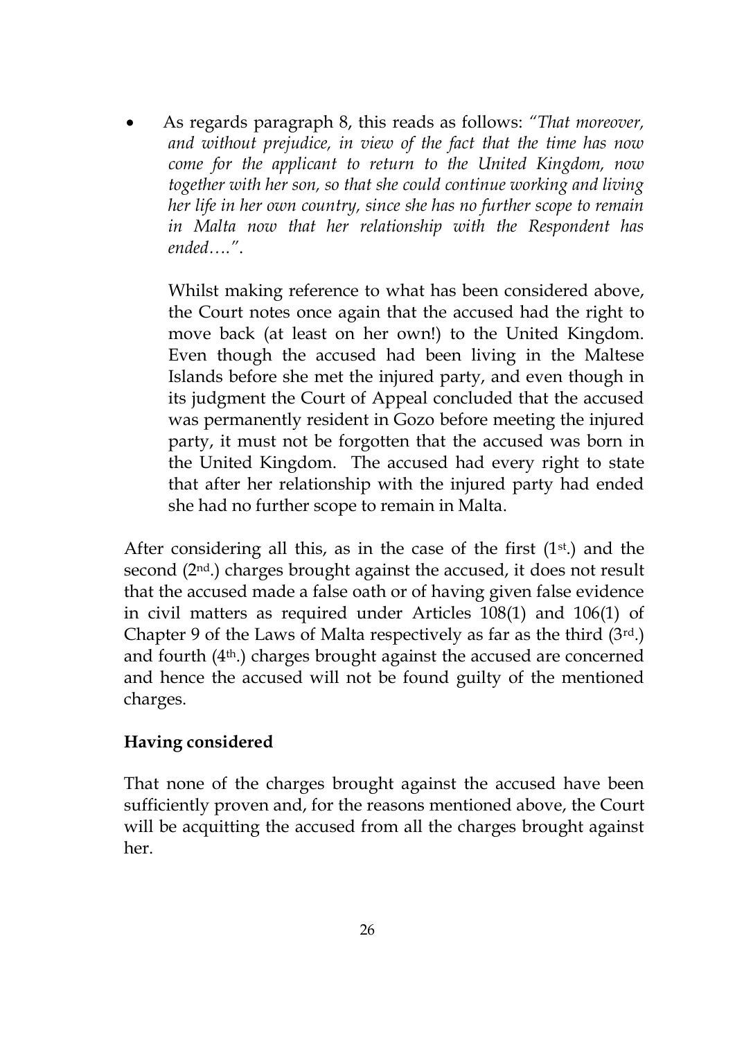- As regards paragraph 8, this reads as follows: *"That moreover, and without prejudice, in view of the fact that the time has now come for the applicant to return to the United Kingdom, now together with her son, so that she could continue working and living her life in her own country, since she has no further scope to remain in Malta now that her relationship with the Respondent has ended…."*.

  Whilst making reference to what has been considered above, the Court notes once again that the accused had the right to move back (at least on her own!) to the United Kingdom. Even though the accused had been living in the Maltese Islands before she met the injured party, and even though in its judgment the Court of Appeal concluded that the accused was permanently resident in Gozo before meeting the injured party, it must not be forgotten that the accused was born in the United Kingdom. The accused had every right to state that after her relationship with the injured party had ended she had no further scope to remain in Malta.

After considering all this, as in the case of the first (1st.) and the second (2nd.) charges brought against the accused, it does not result that the accused made a false oath or of having given false evidence in civil matters as required under Articles 108(1) and 106(1) of Chapter 9 of the Laws of Malta respectively as far as the third (3rd.) and fourth (4th.) charges brought against the accused are concerned and hence the accused will not be found guilty of the mentioned charges.

**Having considered**

That none of the charges brought against the accused have been sufficiently proven and, for the reasons mentioned above, the Court will be acquitting the accused from all the charges brought against her.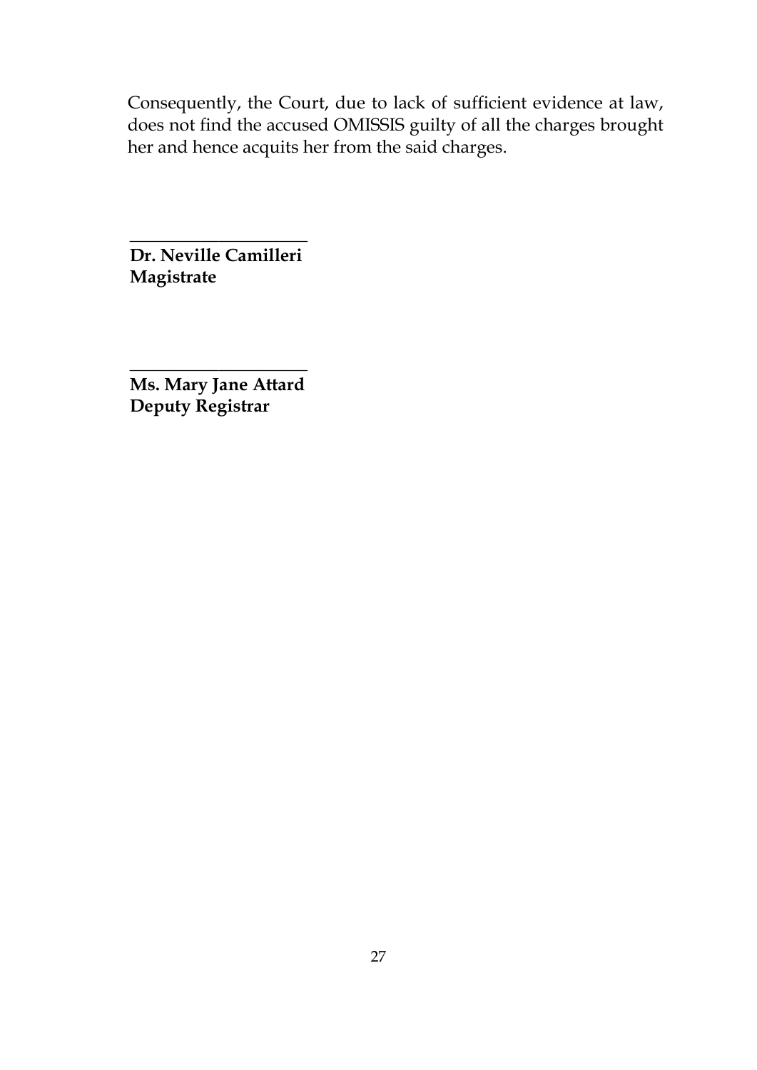Consequently, the Court, due to lack of sufficient evidence at law, does not find the accused OMISSIS guilty of all the charges brought her and hence acquits her from the said charges.

_____________________

**Dr. Neville Camilleri**
**Magistrate**

_____________________

**Ms. Mary Jane Attard**
**Deputy Registrar**